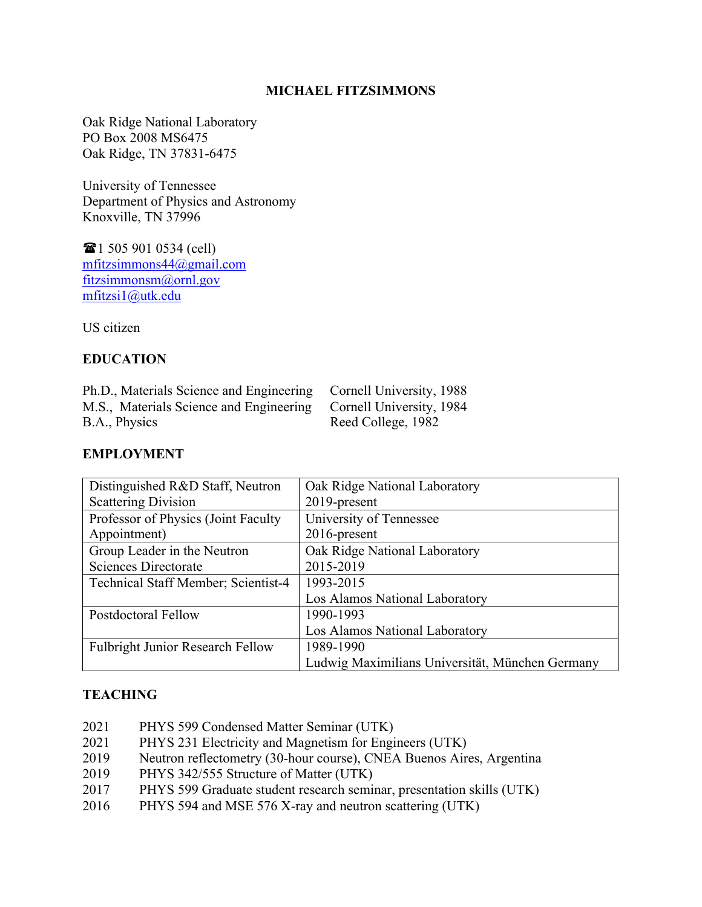# MICHAEL FITZSIMMONS

Oak Ridge National Laboratory
PO Box 2008 MS6475
Oak Ridge, TN 37831-6475

University of Tennessee
Department of Physics and Astronomy
Knoxville, TN 37996

☎1 505 901 0534 (cell)
mfitzsimmons44@gmail.com
fitzsimmonsm@ornl.gov
mfitzsi1@utk.edu

US citizen

## EDUCATION

| | |
|---|---|
| Ph.D., Materials Science and Engineering | Cornell University, 1988 |
| M.S., Materials Science and Engineering | Cornell University, 1984 |
| B.A., Physics | Reed College, 1982 |

## EMPLOYMENT

| | |
|---|---|
| Distinguished R&D Staff, Neutron Scattering Division | Oak Ridge National Laboratory 2019-present |
| Professor of Physics (Joint Faculty Appointment) | University of Tennessee 2016-present |
| Group Leader in the Neutron Sciences Directorate | Oak Ridge National Laboratory 2015-2019 |
| Technical Staff Member; Scientist-4 | 1993-2015 Los Alamos National Laboratory |
| Postdoctoral Fellow | 1990-1993 Los Alamos National Laboratory |
| Fulbright Junior Research Fellow | 1989-1990 Ludwig Maximilians Universität, München Germany |

## TEACHING

- 2021 PHYS 599 Condensed Matter Seminar (UTK)
- 2021 PHYS 231 Electricity and Magnetism for Engineers (UTK)
- 2019 Neutron reflectometry (30-hour course), CNEA Buenos Aires, Argentina
- 2019 PHYS 342/555 Structure of Matter (UTK)
- 2017 PHYS 599 Graduate student research seminar, presentation skills (UTK)
- 2016 PHYS 594 and MSE 576 X-ray and neutron scattering (UTK)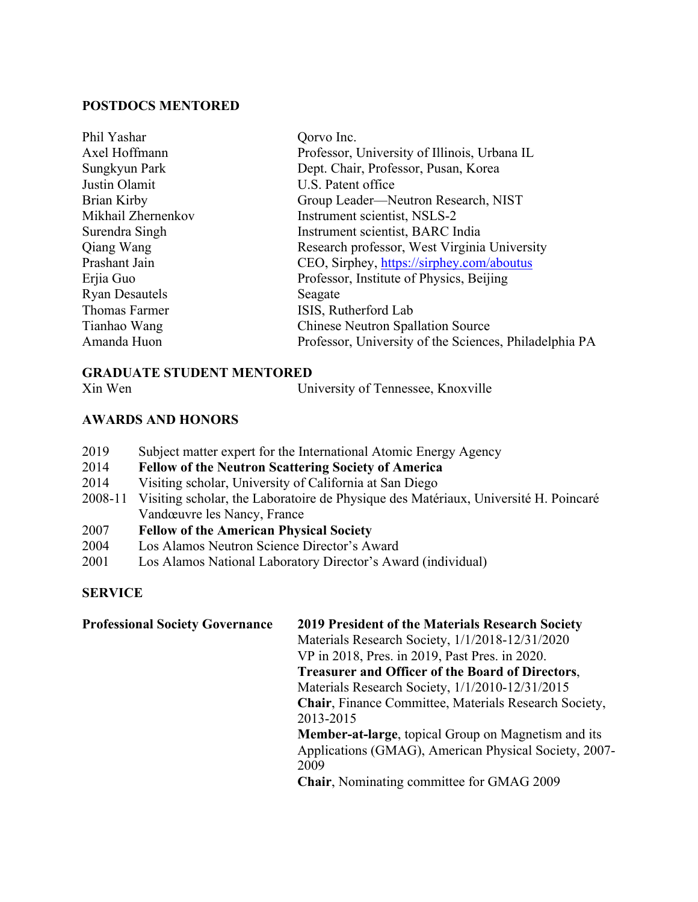## POSTDOCS MENTORED

| | |
|---|---|
| Phil Yashar | Qorvo Inc. |
| Axel Hoffmann | Professor, University of Illinois, Urbana IL |
| Sungkyun Park | Dept. Chair, Professor, Pusan, Korea |
| Justin Olamit | U.S. Patent office |
| Brian Kirby | Group Leader—Neutron Research, NIST |
| Mikhail Zhernenkov | Instrument scientist, NSLS-2 |
| Surendra Singh | Instrument scientist, BARC India |
| Qiang Wang | Research professor, West Virginia University |
| Prashant Jain | CEO, Sirphey, https://sirphey.com/aboutus |
| Erjia Guo | Professor, Institute of Physics, Beijing |
| Ryan Desautels | Seagate |
| Thomas Farmer | ISIS, Rutherford Lab |
| Tianhao Wang | Chinese Neutron Spallation Source |
| Amanda Huon | Professor, University of the Sciences, Philadelphia PA |

## GRADUATE STUDENT MENTORED

| | |
|---|---|
| Xin Wen | University of Tennessee, Knoxville |

## AWARDS AND HONORS

- 2019 Subject matter expert for the International Atomic Energy Agency
- 2014 **Fellow of the Neutron Scattering Society of America**
- 2014 Visiting scholar, University of California at San Diego
- 2008-11 Visiting scholar, the Laboratoire de Physique des Matériaux, Université H. Poincaré Vandœuvre les Nancy, France
- 2007 **Fellow of the American Physical Society**
- 2004 Los Alamos Neutron Science Director's Award
- 2001 Los Alamos National Laboratory Director's Award (individual)

## SERVICE

**Professional Society Governance**

**2019 President of the Materials Research Society**
Materials Research Society, 1/1/2018-12/31/2020
VP in 2018, Pres. in 2019, Past Pres. in 2020.

**Treasurer and Officer of the Board of Directors**, Materials Research Society, 1/1/2010-12/31/2015

**Chair**, Finance Committee, Materials Research Society, 2013-2015

**Member-at-large**, topical Group on Magnetism and its Applications (GMAG), American Physical Society, 2007-2009

**Chair**, Nominating committee for GMAG 2009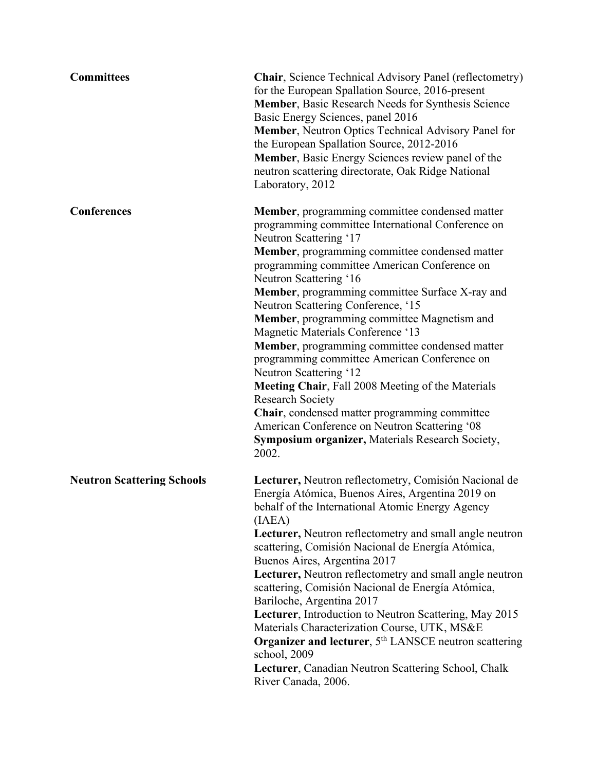## Committees

**Chair**, Science Technical Advisory Panel (reflectometry) for the European Spallation Source, 2016-present
**Member**, Basic Research Needs for Synthesis Science Basic Energy Sciences, panel 2016
**Member**, Neutron Optics Technical Advisory Panel for the European Spallation Source, 2012-2016
**Member**, Basic Energy Sciences review panel of the neutron scattering directorate, Oak Ridge National Laboratory, 2012

## Conferences

**Member**, programming committee condensed matter programming committee International Conference on Neutron Scattering '17
**Member**, programming committee condensed matter programming committee American Conference on Neutron Scattering '16
**Member**, programming committee Surface X-ray and Neutron Scattering Conference, '15
**Member**, programming committee Magnetism and Magnetic Materials Conference '13
**Member**, programming committee condensed matter programming committee American Conference on Neutron Scattering '12
**Meeting Chair**, Fall 2008 Meeting of the Materials Research Society
**Chair**, condensed matter programming committee American Conference on Neutron Scattering '08
**Symposium organizer,** Materials Research Society, 2002.

## Neutron Scattering Schools

**Lecturer,** Neutron reflectometry, Comisión Nacional de Energía Atómica, Buenos Aires, Argentina 2019 on behalf of the International Atomic Energy Agency (IAEA)
**Lecturer,** Neutron reflectometry and small angle neutron scattering, Comisión Nacional de Energía Atómica, Buenos Aires, Argentina 2017
**Lecturer,** Neutron reflectometry and small angle neutron scattering, Comisión Nacional de Energía Atómica, Bariloche, Argentina 2017
**Lecturer**, Introduction to Neutron Scattering, May 2015 Materials Characterization Course, UTK, MS&E
**Organizer and lecturer**, 5th LANSCE neutron scattering school, 2009
**Lecturer**, Canadian Neutron Scattering School, Chalk River Canada, 2006.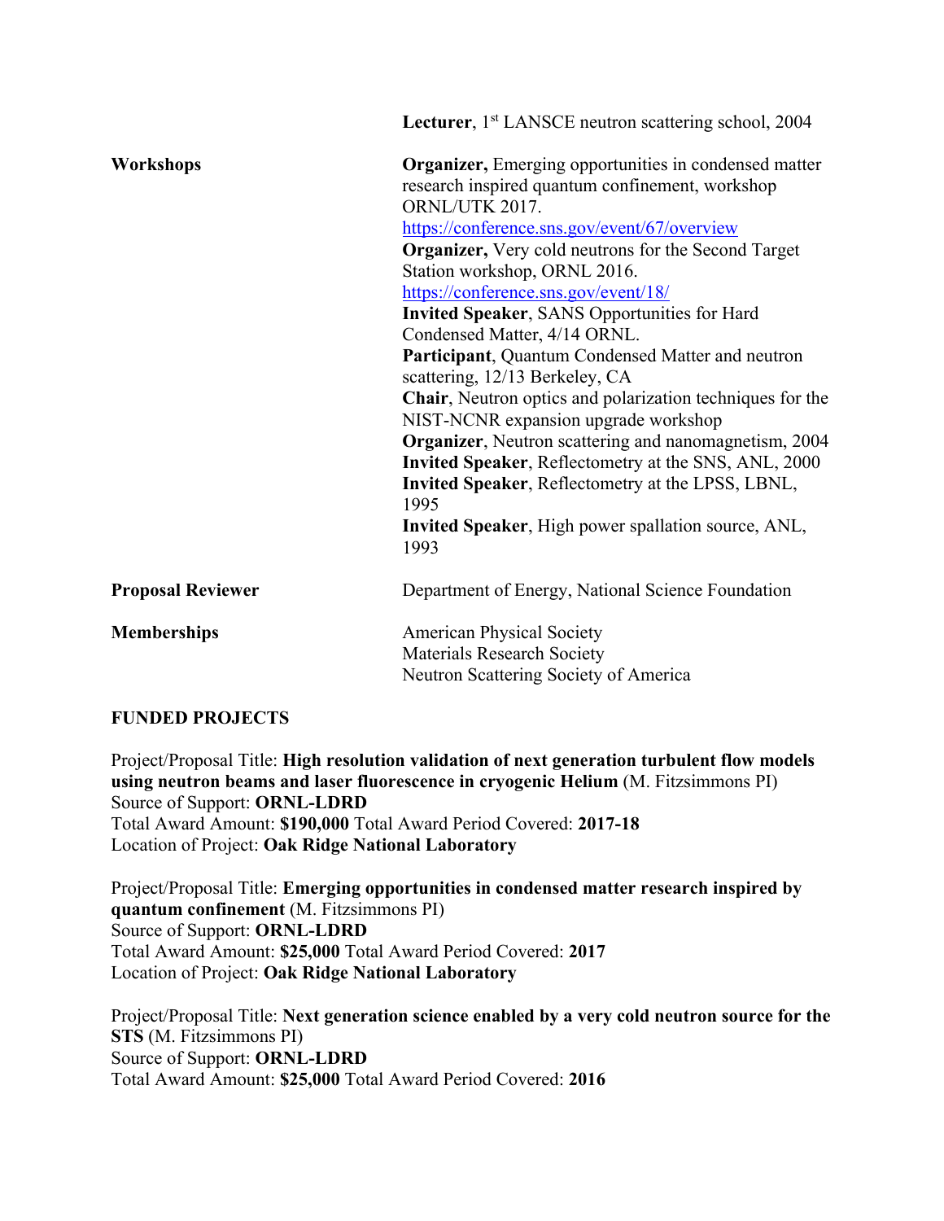| | |
|---|---|
| | **Lecturer**, 1st LANSCE neutron scattering school, 2004 |
| **Workshops** | **Organizer,** Emerging opportunities in condensed matter research inspired quantum confinement, workshop ORNL/UTK 2017. https://conference.sns.gov/event/67/overview<br>**Organizer,** Very cold neutrons for the Second Target Station workshop, ORNL 2016. https://conference.sns.gov/event/18/<br>**Invited Speaker**, SANS Opportunities for Hard Condensed Matter, 4/14 ORNL.<br>**Participant**, Quantum Condensed Matter and neutron scattering, 12/13 Berkeley, CA<br>**Chair**, Neutron optics and polarization techniques for the NIST-NCNR expansion upgrade workshop<br>**Organizer**, Neutron scattering and nanomagnetism, 2004<br>**Invited Speaker**, Reflectometry at the SNS, ANL, 2000<br>**Invited Speaker**, Reflectometry at the LPSS, LBNL, 1995<br>**Invited Speaker**, High power spallation source, ANL, 1993 |
| **Proposal Reviewer** | Department of Energy, National Science Foundation |
| **Memberships** | American Physical Society<br>Materials Research Society<br>Neutron Scattering Society of America |

**FUNDED PROJECTS**

Project/Proposal Title: **High resolution validation of next generation turbulent flow models using neutron beams and laser fluorescence in cryogenic Helium** (M. Fitzsimmons PI)
Source of Support: **ORNL-LDRD**
Total Award Amount: **$190,000** Total Award Period Covered: **2017-18**
Location of Project: **Oak Ridge National Laboratory**

Project/Proposal Title: **Emerging opportunities in condensed matter research inspired by quantum confinement** (M. Fitzsimmons PI)
Source of Support: **ORNL-LDRD**
Total Award Amount: **$25,000** Total Award Period Covered: **2017**
Location of Project: **Oak Ridge National Laboratory**

Project/Proposal Title: **Next generation science enabled by a very cold neutron source for the STS** (M. Fitzsimmons PI)
Source of Support: **ORNL-LDRD**
Total Award Amount: **$25,000** Total Award Period Covered: **2016**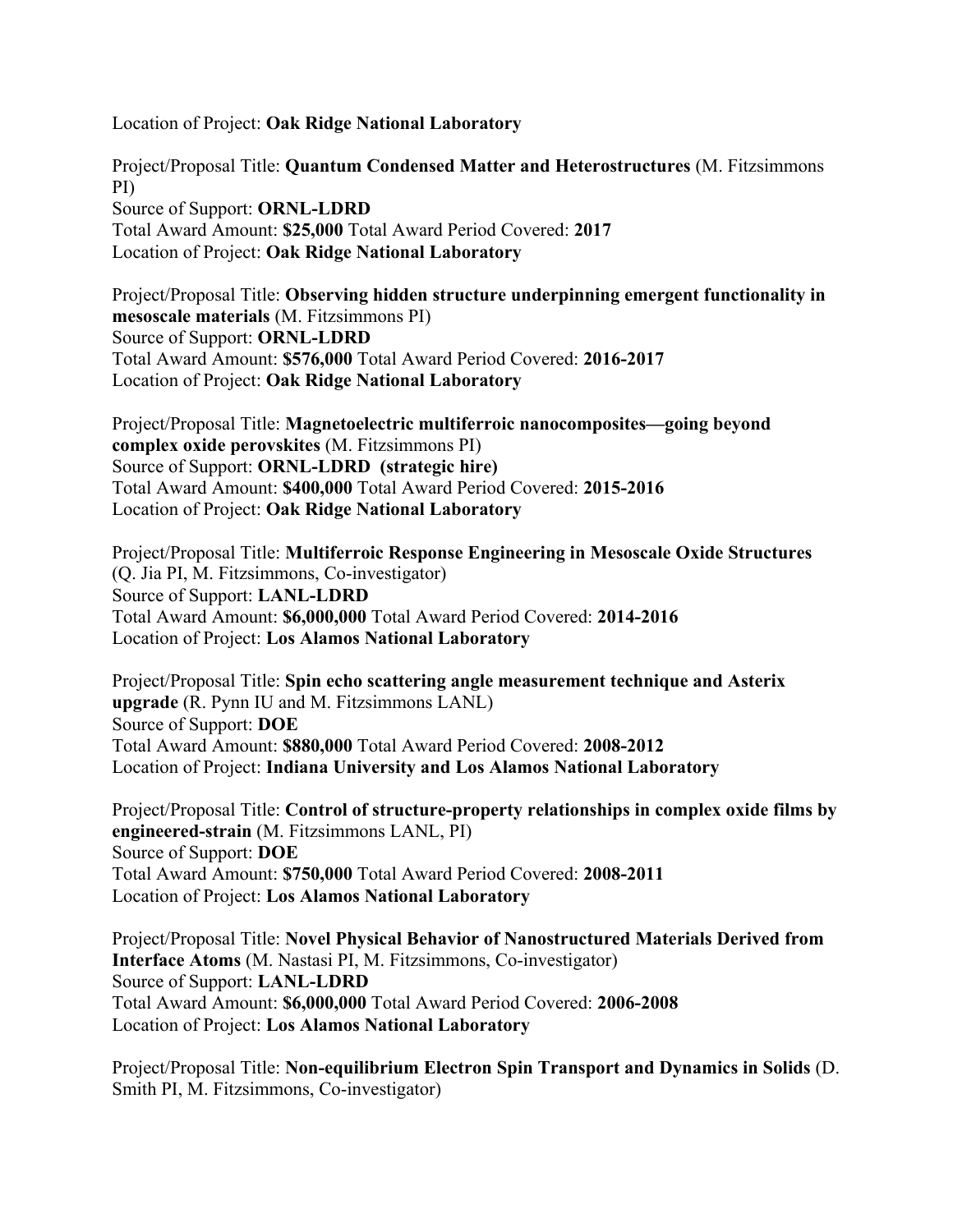Location of Project: **Oak Ridge National Laboratory**

Project/Proposal Title: **Quantum Condensed Matter and Heterostructures** (M. Fitzsimmons PI)
Source of Support: **ORNL-LDRD**
Total Award Amount: **$25,000** Total Award Period Covered: **2017**
Location of Project: **Oak Ridge National Laboratory**

Project/Proposal Title: **Observing hidden structure underpinning emergent functionality in mesoscale materials** (M. Fitzsimmons PI)
Source of Support: **ORNL-LDRD**
Total Award Amount: **$576,000** Total Award Period Covered: **2016-2017**
Location of Project: **Oak Ridge National Laboratory**

Project/Proposal Title: **Magnetoelectric multiferroic nanocomposites—going beyond complex oxide perovskites** (M. Fitzsimmons PI)
Source of Support: **ORNL-LDRD (strategic hire)**
Total Award Amount: **$400,000** Total Award Period Covered: **2015-2016**
Location of Project: **Oak Ridge National Laboratory**

Project/Proposal Title: **Multiferroic Response Engineering in Mesoscale Oxide Structures** (Q. Jia PI, M. Fitzsimmons, Co-investigator)
Source of Support: **LANL-LDRD**
Total Award Amount: **$6,000,000** Total Award Period Covered: **2014-2016**
Location of Project: **Los Alamos National Laboratory**

Project/Proposal Title: **Spin echo scattering angle measurement technique and Asterix upgrade** (R. Pynn IU and M. Fitzsimmons LANL)
Source of Support: **DOE**
Total Award Amount: **$880,000** Total Award Period Covered: **2008-2012**
Location of Project: **Indiana University and Los Alamos National Laboratory**

Project/Proposal Title: **Control of structure-property relationships in complex oxide films by engineered-strain** (M. Fitzsimmons LANL, PI)
Source of Support: **DOE**
Total Award Amount: **$750,000** Total Award Period Covered: **2008-2011**
Location of Project: **Los Alamos National Laboratory**

Project/Proposal Title: **Novel Physical Behavior of Nanostructured Materials Derived from Interface Atoms** (M. Nastasi PI, M. Fitzsimmons, Co-investigator)
Source of Support: **LANL-LDRD**
Total Award Amount: **$6,000,000** Total Award Period Covered: **2006-2008**
Location of Project: **Los Alamos National Laboratory**

Project/Proposal Title: **Non-equilibrium Electron Spin Transport and Dynamics in Solids** (D. Smith PI, M. Fitzsimmons, Co-investigator)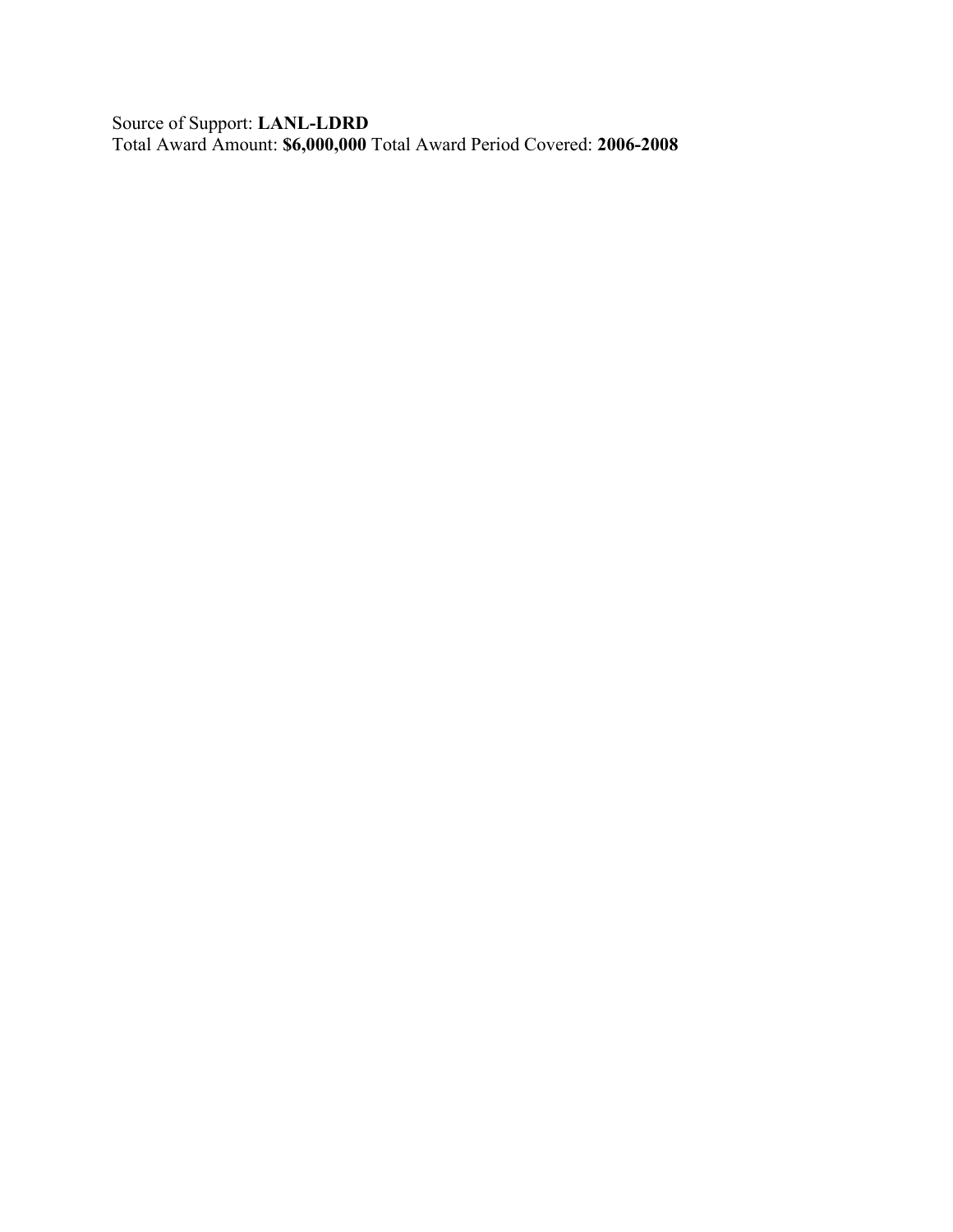Source of Support: **LANL-LDRD**
Total Award Amount: **$6,000,000** Total Award Period Covered: **2006-2008**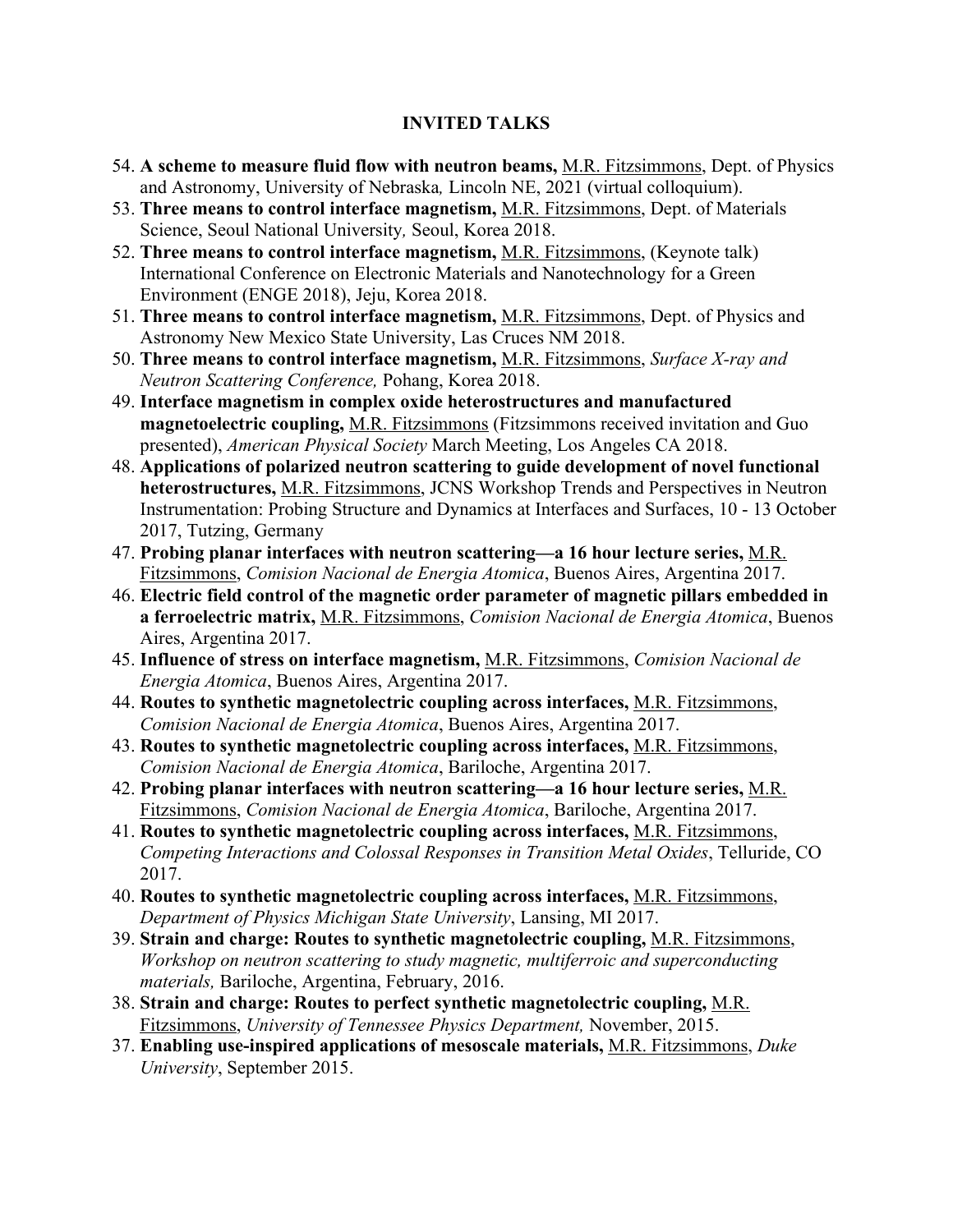**INVITED TALKS**

54. **A scheme to measure fluid flow with neutron beams,** M.R. Fitzsimmons, Dept. of Physics and Astronomy, University of Nebraska*,* Lincoln NE, 2021 (virtual colloquium).
53. **Three means to control interface magnetism,** M.R. Fitzsimmons, Dept. of Materials Science, Seoul National University*,* Seoul, Korea 2018.
52. **Three means to control interface magnetism,** M.R. Fitzsimmons, (Keynote talk) International Conference on Electronic Materials and Nanotechnology for a Green Environment (ENGE 2018), Jeju, Korea 2018.
51. **Three means to control interface magnetism,** M.R. Fitzsimmons, Dept. of Physics and Astronomy New Mexico State University, Las Cruces NM 2018.
50. **Three means to control interface magnetism,** M.R. Fitzsimmons, *Surface X-ray and Neutron Scattering Conference,* Pohang, Korea 2018.
49. **Interface magnetism in complex oxide heterostructures and manufactured magnetoelectric coupling,** M.R. Fitzsimmons (Fitzsimmons received invitation and Guo presented), *American Physical Society* March Meeting, Los Angeles CA 2018.
48. **Applications of polarized neutron scattering to guide development of novel functional heterostructures,** M.R. Fitzsimmons, JCNS Workshop Trends and Perspectives in Neutron Instrumentation: Probing Structure and Dynamics at Interfaces and Surfaces, 10 - 13 October 2017, Tutzing, Germany
47. **Probing planar interfaces with neutron scattering—a 16 hour lecture series,** M.R. Fitzsimmons, *Comision Nacional de Energia Atomica*, Buenos Aires, Argentina 2017.
46. **Electric field control of the magnetic order parameter of magnetic pillars embedded in a ferroelectric matrix,** M.R. Fitzsimmons, *Comision Nacional de Energia Atomica*, Buenos Aires, Argentina 2017.
45. **Influence of stress on interface magnetism,** M.R. Fitzsimmons, *Comision Nacional de Energia Atomica*, Buenos Aires, Argentina 2017.
44. **Routes to synthetic magnetolectric coupling across interfaces,** M.R. Fitzsimmons, *Comision Nacional de Energia Atomica*, Buenos Aires, Argentina 2017.
43. **Routes to synthetic magnetolectric coupling across interfaces,** M.R. Fitzsimmons, *Comision Nacional de Energia Atomica*, Bariloche, Argentina 2017.
42. **Probing planar interfaces with neutron scattering—a 16 hour lecture series,** M.R. Fitzsimmons, *Comision Nacional de Energia Atomica*, Bariloche, Argentina 2017.
41. **Routes to synthetic magnetolectric coupling across interfaces,** M.R. Fitzsimmons, *Competing Interactions and Colossal Responses in Transition Metal Oxides*, Telluride, CO 2017.
40. **Routes to synthetic magnetolectric coupling across interfaces,** M.R. Fitzsimmons, *Department of Physics Michigan State University*, Lansing, MI 2017.
39. **Strain and charge: Routes to synthetic magnetolectric coupling,** M.R. Fitzsimmons, *Workshop on neutron scattering to study magnetic, multiferroic and superconducting materials,* Bariloche, Argentina, February, 2016.
38. **Strain and charge: Routes to perfect synthetic magnetolectric coupling,** M.R. Fitzsimmons, *University of Tennessee Physics Department,* November, 2015.
37. **Enabling use-inspired applications of mesoscale materials,** M.R. Fitzsimmons, *Duke University*, September 2015.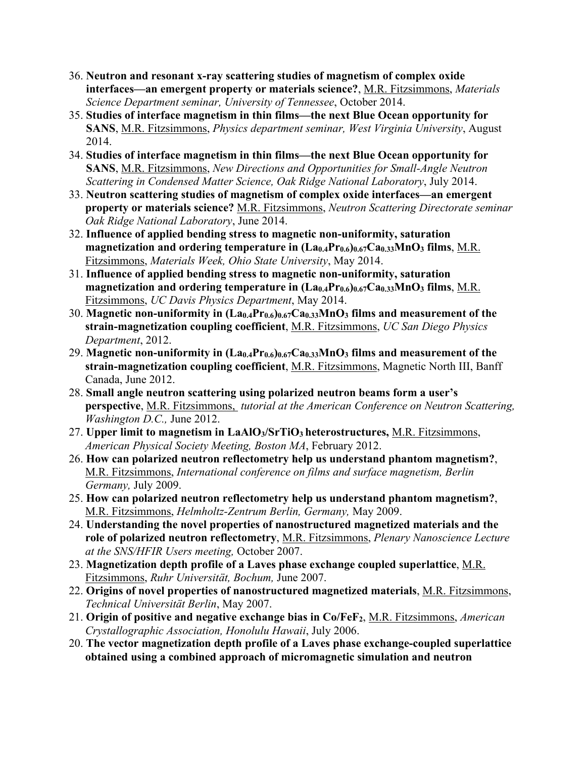36. **Neutron and resonant x-ray scattering studies of magnetism of complex oxide interfaces—an emergent property or materials science?**, M.R. Fitzsimmons, *Materials Science Department seminar, University of Tennessee*, October 2014.
35. **Studies of interface magnetism in thin films—the next Blue Ocean opportunity for SANS**, M.R. Fitzsimmons, *Physics department seminar, West Virginia University*, August 2014.
34. **Studies of interface magnetism in thin films—the next Blue Ocean opportunity for SANS**, M.R. Fitzsimmons, *New Directions and Opportunities for Small-Angle Neutron Scattering in Condensed Matter Science, Oak Ridge National Laboratory*, July 2014.
33. **Neutron scattering studies of magnetism of complex oxide interfaces—an emergent property or materials science?** M.R. Fitzsimmons, *Neutron Scattering Directorate seminar Oak Ridge National Laboratory*, June 2014.
32. **Influence of applied bending stress to magnetic non-uniformity, saturation magnetization and ordering temperature in $(La_{0.4}Pr_{0.6})_{0.67}Ca_{0.33}MnO_3$ films**, M.R. Fitzsimmons, *Materials Week, Ohio State University*, May 2014.
31. **Influence of applied bending stress to magnetic non-uniformity, saturation magnetization and ordering temperature in $(La_{0.4}Pr_{0.6})_{0.67}Ca_{0.33}MnO_3$ films**, M.R. Fitzsimmons, *UC Davis Physics Department*, May 2014.
30. **Magnetic non-uniformity in $(La_{0.4}Pr_{0.6})_{0.67}Ca_{0.33}MnO_3$ films and measurement of the strain-magnetization coupling coefficient**, M.R. Fitzsimmons, *UC San Diego Physics Department*, 2012.
29. **Magnetic non-uniformity in $(La_{0.4}Pr_{0.6})_{0.67}Ca_{0.33}MnO_3$ films and measurement of the strain-magnetization coupling coefficient**, M.R. Fitzsimmons, Magnetic North III, Banff Canada, June 2012.
28. **Small angle neutron scattering using polarized neutron beams form a user's perspective**, M.R. Fitzsimmons, *tutorial at the American Conference on Neutron Scattering, Washington D.C.,* June 2012.
27. **Upper limit to magnetism in $LaAlO_3/SrTiO_3$ heterostructures,** M.R. Fitzsimmons, *American Physical Society Meeting, Boston MA*, February 2012.
26. **How can polarized neutron reflectometry help us understand phantom magnetism?**, M.R. Fitzsimmons, *International conference on films and surface magnetism, Berlin Germany,* July 2009.
25. **How can polarized neutron reflectometry help us understand phantom magnetism?**, M.R. Fitzsimmons, *Helmholtz-Zentrum Berlin, Germany,* May 2009.
24. **Understanding the novel properties of nanostructured magnetized materials and the role of polarized neutron reflectometry**, M.R. Fitzsimmons, *Plenary Nanoscience Lecture at the SNS/HFIR Users meeting,* October 2007.
23. **Magnetization depth profile of a Laves phase exchange coupled superlattice**, M.R. Fitzsimmons, *Ruhr Universität, Bochum,* June 2007.
22. **Origins of novel properties of nanostructured magnetized materials**, M.R. Fitzsimmons, *Technical Universität Berlin*, May 2007.
21. **Origin of positive and negative exchange bias in $Co/FeF_2$**, M.R. Fitzsimmons, *American Crystallographic Association, Honolulu Hawaii*, July 2006.
20. **The vector magnetization depth profile of a Laves phase exchange-coupled superlattice obtained using a combined approach of micromagnetic simulation and neutron**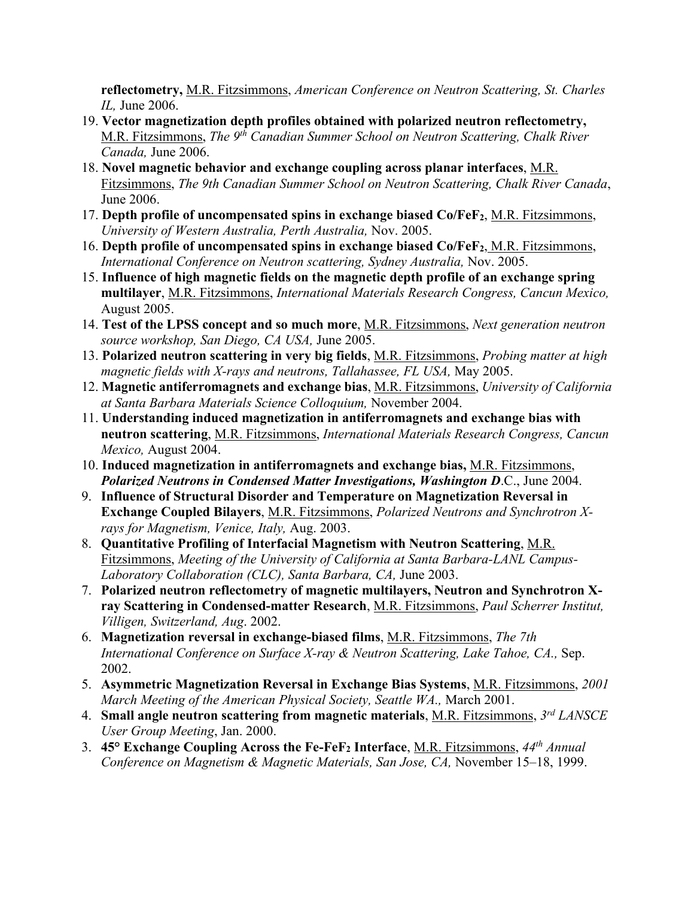**reflectometry,** M.R. Fitzsimmons, *American Conference on Neutron Scattering, St. Charles IL,* June 2006.

19. **Vector magnetization depth profiles obtained with polarized neutron reflectometry,** M.R. Fitzsimmons, *The 9th Canadian Summer School on Neutron Scattering, Chalk River Canada,* June 2006.
18. **Novel magnetic behavior and exchange coupling across planar interfaces**, M.R. Fitzsimmons, *The 9th Canadian Summer School on Neutron Scattering, Chalk River Canada*, June 2006.
17. **Depth profile of uncompensated spins in exchange biased Co/$FeF_2$**, M.R. Fitzsimmons, *University of Western Australia, Perth Australia,* Nov. 2005.
16. **Depth profile of uncompensated spins in exchange biased Co/$FeF_2$**, M.R. Fitzsimmons, *International Conference on Neutron scattering, Sydney Australia,* Nov. 2005.
15. **Influence of high magnetic fields on the magnetic depth profile of an exchange spring multilayer**, M.R. Fitzsimmons, *International Materials Research Congress, Cancun Mexico,* August 2005.
14. **Test of the LPSS concept and so much more**, M.R. Fitzsimmons, *Next generation neutron source workshop, San Diego, CA USA,* June 2005.
13. **Polarized neutron scattering in very big fields**, M.R. Fitzsimmons, *Probing matter at high magnetic fields with X-rays and neutrons, Tallahassee, FL USA,* May 2005.
12. **Magnetic antiferromagnets and exchange bias**, M.R. Fitzsimmons, *University of California at Santa Barbara Materials Science Colloquium,* November 2004.
11. **Understanding induced magnetization in antiferromagnets and exchange bias with neutron scattering**, M.R. Fitzsimmons, *International Materials Research Congress, Cancun Mexico,* August 2004.
10. **Induced magnetization in antiferromagnets and exchange bias,** M.R. Fitzsimmons, ***Polarized Neutrons in Condensed Matter Investigations, Washington D***.C., June 2004.
9. **Influence of Structural Disorder and Temperature on Magnetization Reversal in Exchange Coupled Bilayers**, M.R. Fitzsimmons, *Polarized Neutrons and Synchrotron X-rays for Magnetism, Venice, Italy,* Aug. 2003.
8. **Quantitative Profiling of Interfacial Magnetism with Neutron Scattering**, M.R. Fitzsimmons, *Meeting of the University of California at Santa Barbara-LANL Campus-Laboratory Collaboration (CLC), Santa Barbara, CA,* June 2003.
7. **Polarized neutron reflectometry of magnetic multilayers, Neutron and Synchrotron X-ray Scattering in Condensed-matter Research**, M.R. Fitzsimmons, *Paul Scherrer Institut, Villigen, Switzerland, Aug*. 2002.
6. **Magnetization reversal in exchange-biased films**, M.R. Fitzsimmons, *The 7th International Conference on Surface X-ray & Neutron Scattering, Lake Tahoe, CA.,* Sep. 2002.
5. **Asymmetric Magnetization Reversal in Exchange Bias Systems**, M.R. Fitzsimmons, *2001 March Meeting of the American Physical Society, Seattle WA.,* March 2001.
4. **Small angle neutron scattering from magnetic materials**, M.R. Fitzsimmons, *3rd LANSCE User Group Meeting*, Jan. 2000.
3. **45° Exchange Coupling Across the Fe-$FeF_2$ Interface**, M.R. Fitzsimmons, *44th Annual Conference on Magnetism & Magnetic Materials, San Jose, CA,* November 15–18, 1999.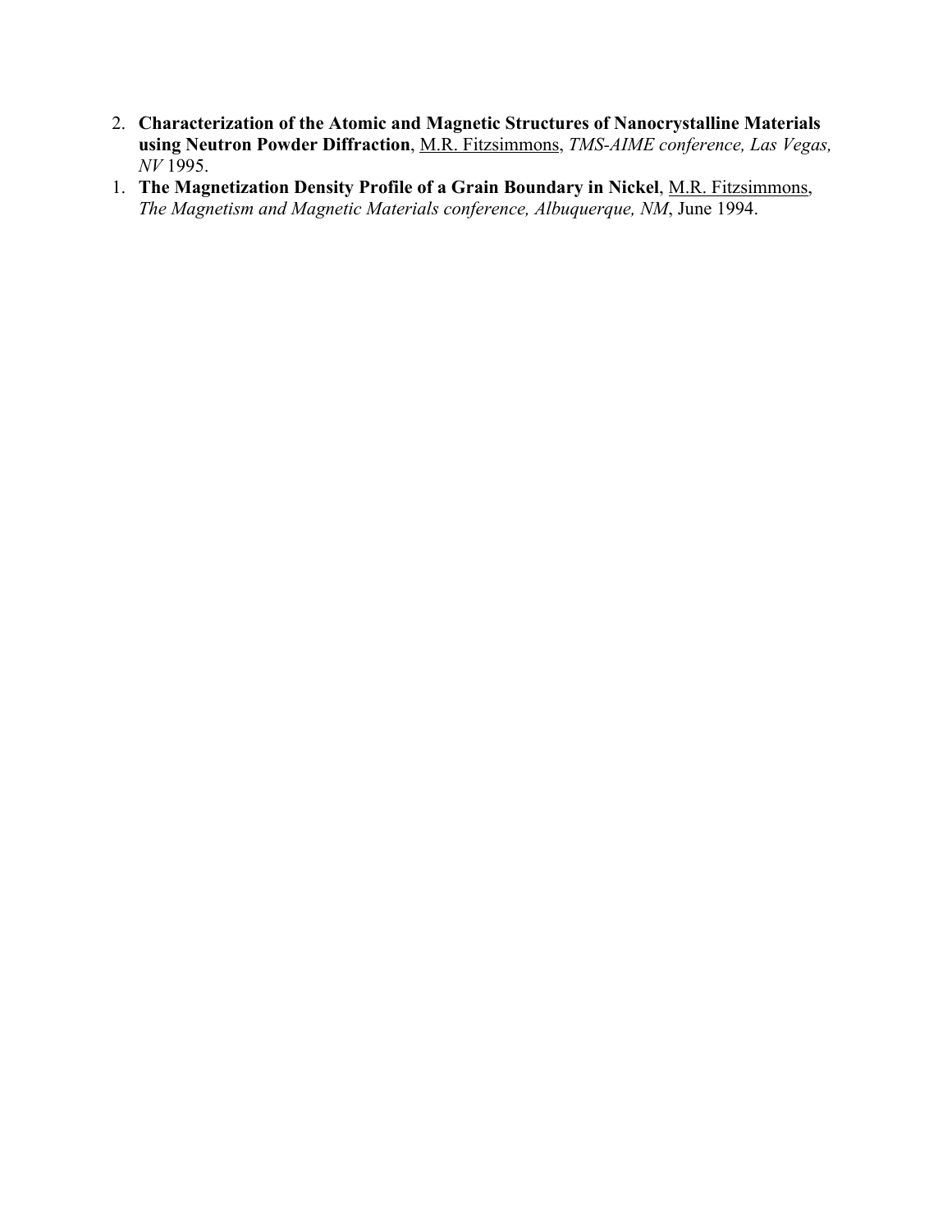2. **Characterization of the Atomic and Magnetic Structures of Nanocrystalline Materials using Neutron Powder Diffraction**, M.R. Fitzsimmons, *TMS-AIME conference, Las Vegas, NV* 1995.
1. **The Magnetization Density Profile of a Grain Boundary in Nickel**, M.R. Fitzsimmons, *The Magnetism and Magnetic Materials conference, Albuquerque, NM*, June 1994.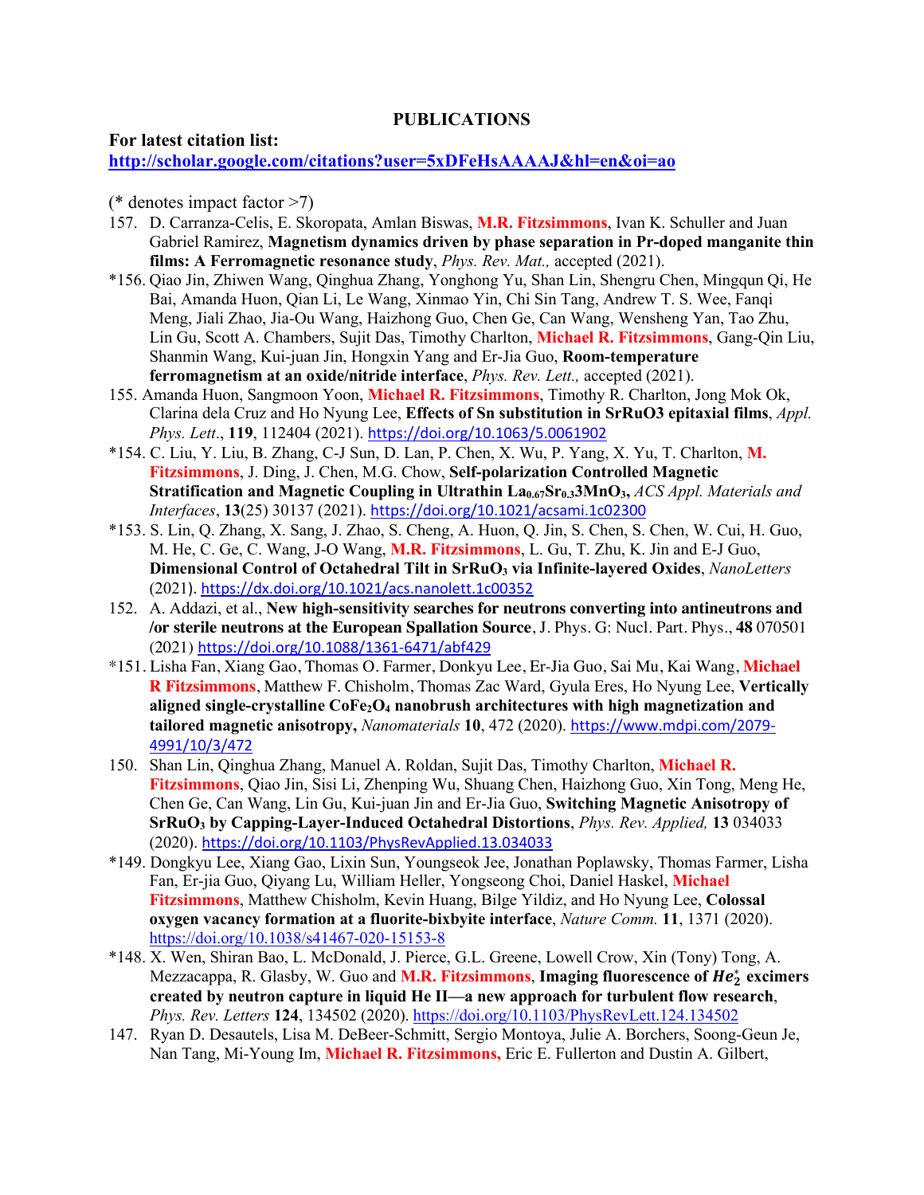# PUBLICATIONS

**For latest citation list:**
**http://scholar.google.com/citations?user=5xDFeHsAAAAJ&hl=en&oi=ao**

(* denotes impact factor >7)

157. D. Carranza-Celis, E. Skoropata, Amlan Biswas, **M.R. Fitzsimmons**, Ivan K. Schuller and Juan Gabriel Ramirez, **Magnetism dynamics driven by phase separation in Pr-doped manganite thin films: A Ferromagnetic resonance study**, *Phys. Rev. Mat.,* accepted (2021).

*156. Qiao Jin, Zhiwen Wang, Qinghua Zhang, Yonghong Yu, Shan Lin, Shengru Chen, Mingqun Qi, He Bai, Amanda Huon, Qian Li, Le Wang, Xinmao Yin, Chi Sin Tang, Andrew T. S. Wee, Fanqi Meng, Jiali Zhao, Jia-Ou Wang, Haizhong Guo, Chen Ge, Can Wang, Wensheng Yan, Tao Zhu, Lin Gu, Scott A. Chambers, Sujit Das, Timothy Charlton, **Michael R. Fitzsimmons**, Gang-Qin Liu, Shanmin Wang, Kui-juan Jin, Hongxin Yang and Er-Jia Guo, **Room-temperature ferromagnetism at an oxide/nitride interface**, *Phys. Rev. Lett.,* accepted (2021).

155. Amanda Huon, Sangmoon Yoon, **Michael R. Fitzsimmons**, Timothy R. Charlton, Jong Mok Ok, Clarina dela Cruz and Ho Nyung Lee, **Effects of Sn substitution in SrRuO3 epitaxial films**, *Appl. Phys. Lett*., **119**, 112404 (2021). https://doi.org/10.1063/5.0061902

*154. C. Liu, Y. Liu, B. Zhang, C-J Sun, D. Lan, P. Chen, X. Wu, P. Yang, X. Yu, T. Charlton, **M. Fitzsimmons**, J. Ding, J. Chen, M.G. Chow, **Self-polarization Controlled Magnetic Stratification and Magnetic Coupling in Ultrathin $La_{0.67}Sr_{0.3}3MnO_3$,** *ACS Appl. Materials and Interfaces*, **13**(25) 30137 (2021). https://doi.org/10.1021/acsami.1c02300

*153. S. Lin, Q. Zhang, X. Sang, J. Zhao, S. Cheng, A. Huon, Q. Jin, S. Chen, S. Chen, W. Cui, H. Guo, M. He, C. Ge, C. Wang, J-O Wang, **M.R. Fitzsimmons**, L. Gu, T. Zhu, K. Jin and E-J Guo, **Dimensional Control of Octahedral Tilt in $SrRuO_3$ via Infinite-layered Oxides**, *NanoLetters* (2021). https://dx.doi.org/10.1021/acs.nanolett.1c00352

152. A. Addazi, et al., **New high-sensitivity searches for neutrons converting into antineutrons and /or sterile neutrons at the European Spallation Source**, J. Phys. G: Nucl. Part. Phys., **48** 070501 (2021) https://doi.org/10.1088/1361-6471/abf429

*151. Lisha Fan, Xiang Gao, Thomas O. Farmer, Donkyu Lee, Er-Jia Guo, Sai Mu, Kai Wang, **Michael R Fitzsimmons**, Matthew F. Chisholm, Thomas Zac Ward, Gyula Eres, Ho Nyung Lee, **Vertically aligned single-crystalline $CoFe_2O_4$ nanobrush architectures with high magnetization and tailored magnetic anisotropy,** *Nanomaterials* **10**, 472 (2020). https://www.mdpi.com/2079-4991/10/3/472

150. Shan Lin, Qinghua Zhang, Manuel A. Roldan, Sujit Das, Timothy Charlton, **Michael R. Fitzsimmons**, Qiao Jin, Sisi Li, Zhenping Wu, Shuang Chen, Haizhong Guo, Xin Tong, Meng He, Chen Ge, Can Wang, Lin Gu, Kui-juan Jin and Er-Jia Guo, **Switching Magnetic Anisotropy of $SrRuO_3$ by Capping-Layer-Induced Octahedral Distortions**, *Phys. Rev. Applied,* **13** 034033 (2020). https://doi.org/10.1103/PhysRevApplied.13.034033

*149. Dongkyu Lee, Xiang Gao, Lixin Sun, Youngseok Jee, Jonathan Poplawsky, Thomas Farmer, Lisha Fan, Er-jia Guo, Qiyang Lu, William Heller, Yongseong Choi, Daniel Haskel, **Michael Fitzsimmons**, Matthew Chisholm, Kevin Huang, Bilge Yildiz, and Ho Nyung Lee, **Colossal oxygen vacancy formation at a fluorite-bixbyite interface**, *Nature Comm.* **11**, 1371 (2020). https://doi.org/10.1038/s41467-020-15153-8

*148. X. Wen, Shiran Bao, L. McDonald, J. Pierce, G.L. Greene, Lowell Crow, Xin (Tony) Tong, A. Mezzacappa, R. Glasby, W. Guo and **M.R. Fitzsimmons**, **Imaging fluorescence of $He_2^*$ excimers created by neutron capture in liquid He II—a new approach for turbulent flow research**, *Phys. Rev. Letters* **124**, 134502 (2020). https://doi.org/10.1103/PhysRevLett.124.134502

147. Ryan D. Desautels, Lisa M. DeBeer-Schmitt, Sergio Montoya, Julie A. Borchers, Soong-Geun Je, Nan Tang, Mi-Young Im, **Michael R. Fitzsimmons,** Eric E. Fullerton and Dustin A. Gilbert,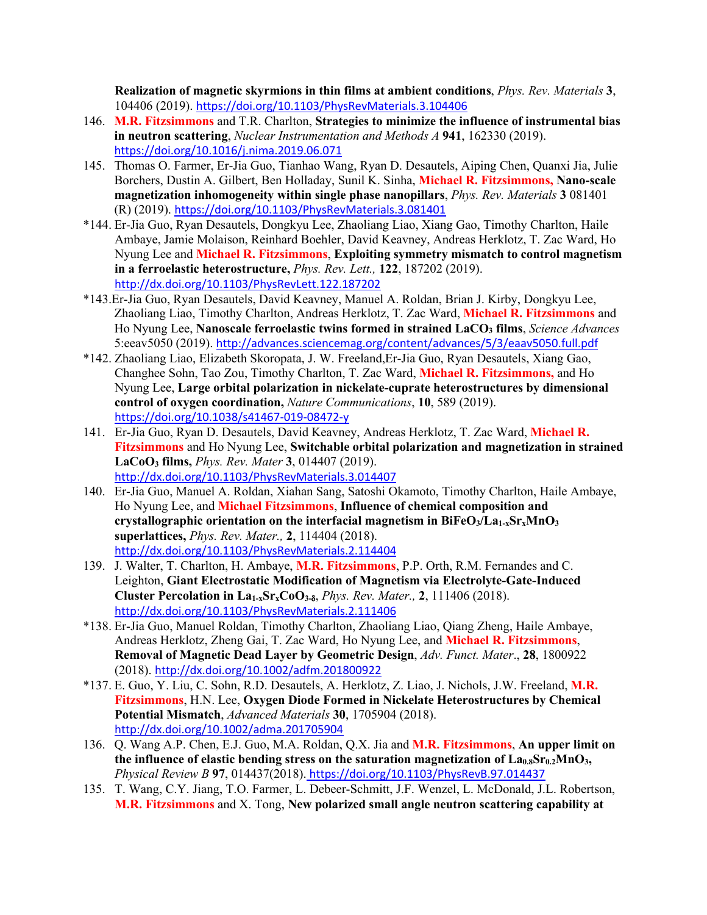**Realization of magnetic skyrmions in thin films at ambient conditions**, *Phys. Rev. Materials* **3**, 104406 (2019). https://doi.org/10.1103/PhysRevMaterials.3.104406

146. **M.R. Fitzsimmons** and T.R. Charlton, **Strategies to minimize the influence of instrumental bias in neutron scattering**, *Nuclear Instrumentation and Methods A* **941**, 162330 (2019). https://doi.org/10.1016/j.nima.2019.06.071

145. Thomas O. Farmer, Er-Jia Guo, Tianhao Wang, Ryan D. Desautels, Aiping Chen, Quanxi Jia, Julie Borchers, Dustin A. Gilbert, Ben Holladay, Sunil K. Sinha, **Michael R. Fitzsimmons, Nano-scale magnetization inhomogeneity within single phase nanopillars**, *Phys. Rev. Materials* **3** 081401 (R) (2019). https://doi.org/10.1103/PhysRevMaterials.3.081401

*144. Er-Jia Guo, Ryan Desautels, Dongkyu Lee, Zhaoliang Liao, Xiang Gao, Timothy Charlton, Haile Ambaye, Jamie Molaison, Reinhard Boehler, David Keavney, Andreas Herklotz, T. Zac Ward, Ho Nyung Lee and **Michael R. Fitzsimmons**, **Exploiting symmetry mismatch to control magnetism in a ferroelastic heterostructure,** *Phys. Rev. Lett.,* **122**, 187202 (2019). http://dx.doi.org/10.1103/PhysRevLett.122.187202

*143. Er-Jia Guo, Ryan Desautels, David Keavney, Manuel A. Roldan, Brian J. Kirby, Dongkyu Lee, Zhaoliang Liao, Timothy Charlton, Andreas Herklotz, T. Zac Ward, **Michael R. Fitzsimmons** and Ho Nyung Lee, **Nanoscale ferroelastic twins formed in strained $LaCO_3$ films**, *Science Advances* 5:eeav5050 (2019). http://advances.sciencemag.org/content/advances/5/3/eaav5050.full.pdf

*142. Zhaoliang Liao, Elizabeth Skoropata, J. W. Freeland,Er-Jia Guo, Ryan Desautels, Xiang Gao, Changhee Sohn, Tao Zou, Timothy Charlton, T. Zac Ward, **Michael R. Fitzsimmons,** and Ho Nyung Lee, **Large orbital polarization in nickelate-cuprate heterostructures by dimensional control of oxygen coordination,** *Nature Communications*, **10**, 589 (2019). https://doi.org/10.1038/s41467-019-08472-y

141. Er-Jia Guo, Ryan D. Desautels, David Keavney, Andreas Herklotz, T. Zac Ward, **Michael R. Fitzsimmons** and Ho Nyung Lee, **Switchable orbital polarization and magnetization in strained $LaCoO_3$ films,** *Phys. Rev. Mater* **3**, 014407 (2019). http://dx.doi.org/10.1103/PhysRevMaterials.3.014407

140. Er-Jia Guo, Manuel A. Roldan, Xiahan Sang, Satoshi Okamoto, Timothy Charlton, Haile Ambaye, Ho Nyung Lee, and **Michael Fitzsimmons**, **Influence of chemical composition and crystallographic orientation on the interfacial magnetism in $BiFeO_3/La_{1-x}Sr_xMnO_3$ superlattices,** *Phys. Rev. Mater.,* **2**, 114404 (2018). http://dx.doi.org/10.1103/PhysRevMaterials.2.114404

139. J. Walter, T. Charlton, H. Ambaye, **M.R. Fitzsimmons**, P.P. Orth, R.M. Fernandes and C. Leighton, **Giant Electrostatic Modification of Magnetism via Electrolyte-Gate-Induced Cluster Percolation in $La_{1-x}Sr_xCoO_{3-\delta}$**, *Phys. Rev. Mater.,* **2**, 111406 (2018). http://dx.doi.org/10.1103/PhysRevMaterials.2.111406

*138. Er-Jia Guo, Manuel Roldan, Timothy Charlton, Zhaoliang Liao, Qiang Zheng, Haile Ambaye, Andreas Herklotz, Zheng Gai, T. Zac Ward, Ho Nyung Lee, and **Michael R. Fitzsimmons**, **Removal of Magnetic Dead Layer by Geometric Design**, *Adv. Funct. Mater*., **28**, 1800922 (2018). http://dx.doi.org/10.1002/adfm.201800922

*137. E. Guo, Y. Liu, C. Sohn, R.D. Desautels, A. Herklotz, Z. Liao, J. Nichols, J.W. Freeland, **M.R. Fitzsimmons**, H.N. Lee, **Oxygen Diode Formed in Nickelate Heterostructures by Chemical Potential Mismatch**, *Advanced Materials* **30**, 1705904 (2018). http://dx.doi.org/10.1002/adma.201705904

136. Q. Wang A.P. Chen, E.J. Guo, M.A. Roldan, Q.X. Jia and **M.R. Fitzsimmons**, **An upper limit on the influence of elastic bending stress on the saturation magnetization of $La_{0.8}Sr_{0.2}MnO_3$,** *Physical Review B* **97**, 014437(2018). https://doi.org/10.1103/PhysRevB.97.014437

135. T. Wang, C.Y. Jiang, T.O. Farmer, L. Debeer-Schmitt, J.F. Wenzel, L. McDonald, J.L. Robertson, **M.R. Fitzsimmons** and X. Tong, **New polarized small angle neutron scattering capability at**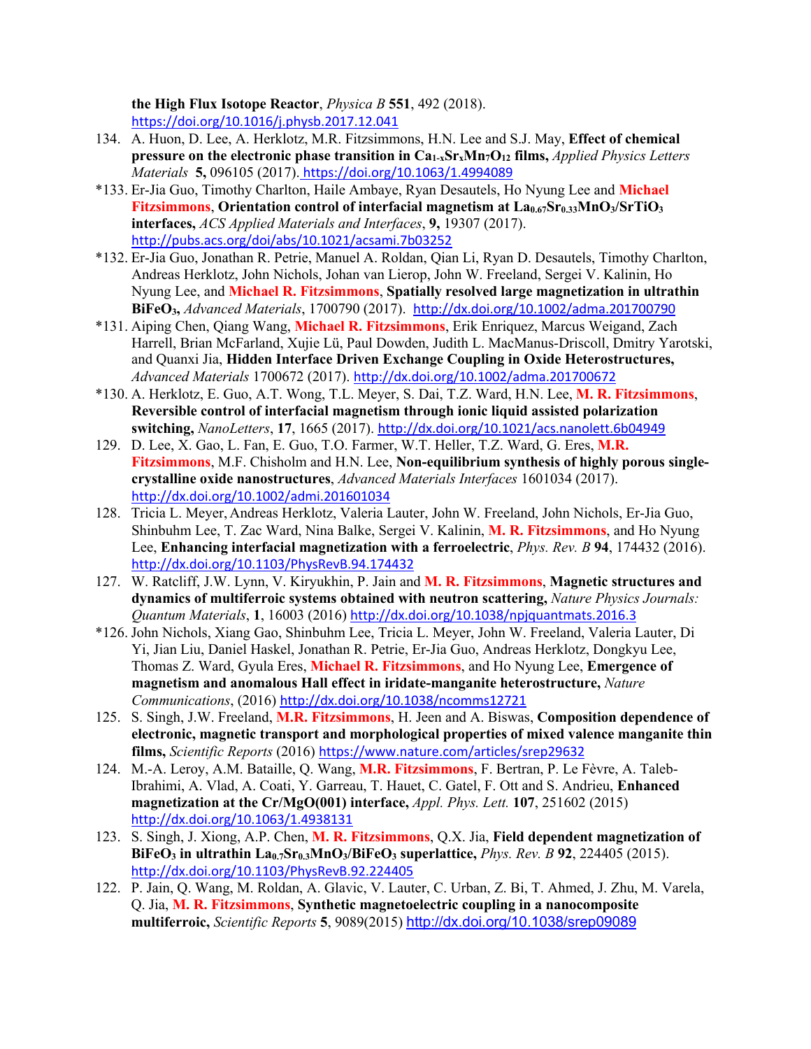**the High Flux Isotope Reactor**, *Physica B* **551**, 492 (2018). https://doi.org/10.1016/j.physb.2017.12.041

134. A. Huon, D. Lee, A. Herklotz, M.R. Fitzsimmons, H.N. Lee and S.J. May, **Effect of chemical pressure on the electronic phase transition in $Ca_{1-x}Sr_xMn_7O_{12}$ films,** *Applied Physics Letters Materials* **5,** 096105 (2017). https://doi.org/10.1063/1.4994089

*133. Er-Jia Guo, Timothy Charlton, Haile Ambaye, Ryan Desautels, Ho Nyung Lee and **Michael Fitzsimmons**, **Orientation control of interfacial magnetism at $La_{0.67}Sr_{0.33}MnO_3/SrTiO_3$ interfaces,** *ACS Applied Materials and Interfaces*, **9,** 19307 (2017). http://pubs.acs.org/doi/abs/10.1021/acsami.7b03252

*132. Er-Jia Guo, Jonathan R. Petrie, Manuel A. Roldan, Qian Li, Ryan D. Desautels, Timothy Charlton, Andreas Herklotz, John Nichols, Johan van Lierop, John W. Freeland, Sergei V. Kalinin, Ho Nyung Lee, and **Michael R. Fitzsimmons**, **Spatially resolved large magnetization in ultrathin $BiFeO_3$,** *Advanced Materials*, 1700790 (2017). http://dx.doi.org/10.1002/adma.201700790

*131. Aiping Chen, Qiang Wang, **Michael R. Fitzsimmons**, Erik Enriquez, Marcus Weigand, Zach Harrell, Brian McFarland, Xujie Lü, Paul Dowden, Judith L. MacManus-Driscoll, Dmitry Yarotski, and Quanxi Jia, **Hidden Interface Driven Exchange Coupling in Oxide Heterostructures,** *Advanced Materials* 1700672 (2017). http://dx.doi.org/10.1002/adma.201700672

*130. A. Herklotz, E. Guo, A.T. Wong, T.L. Meyer, S. Dai, T.Z. Ward, H.N. Lee, **M. R. Fitzsimmons**, **Reversible control of interfacial magnetism through ionic liquid assisted polarization switching,** *NanoLetters*, **17**, 1665 (2017). http://dx.doi.org/10.1021/acs.nanolett.6b04949

129. D. Lee, X. Gao, L. Fan, E. Guo, T.O. Farmer, W.T. Heller, T.Z. Ward, G. Eres, **M.R. Fitzsimmons**, M.F. Chisholm and H.N. Lee, **Non-equilibrium synthesis of highly porous single-crystalline oxide nanostructures**, *Advanced Materials Interfaces* 1601034 (2017). http://dx.doi.org/10.1002/admi.201601034

128. Tricia L. Meyer, Andreas Herklotz, Valeria Lauter, John W. Freeland, John Nichols, Er-Jia Guo, Shinbuhm Lee, T. Zac Ward, Nina Balke, Sergei V. Kalinin, **M. R. Fitzsimmons**, and Ho Nyung Lee, **Enhancing interfacial magnetization with a ferroelectric**, *Phys. Rev. B* **94**, 174432 (2016). http://dx.doi.org/10.1103/PhysRevB.94.174432

127. W. Ratcliff, J.W. Lynn, V. Kiryukhin, P. Jain and **M. R. Fitzsimmons**, **Magnetic structures and dynamics of multiferroic systems obtained with neutron scattering,** *Nature Physics Journals: Quantum Materials*, **1**, 16003 (2016) http://dx.doi.org/10.1038/npjquantmats.2016.3

*126. John Nichols, Xiang Gao, Shinbuhm Lee, Tricia L. Meyer, John W. Freeland, Valeria Lauter, Di Yi, Jian Liu, Daniel Haskel, Jonathan R. Petrie, Er-Jia Guo, Andreas Herklotz, Dongkyu Lee, Thomas Z. Ward, Gyula Eres, **Michael R. Fitzsimmons**, and Ho Nyung Lee, **Emergence of magnetism and anomalous Hall effect in iridate-manganite heterostructure,** *Nature Communications*, (2016) http://dx.doi.org/10.1038/ncomms12721

125. S. Singh, J.W. Freeland, **M.R. Fitzsimmons**, H. Jeen and A. Biswas, **Composition dependence of electronic, magnetic transport and morphological properties of mixed valence manganite thin films,** *Scientific Reports* (2016) https://www.nature.com/articles/srep29632

124. M.-A. Leroy, A.M. Bataille, Q. Wang, **M.R. Fitzsimmons**, F. Bertran, P. Le Fèvre, A. Taleb-Ibrahimi, A. Vlad, A. Coati, Y. Garreau, T. Hauet, C. Gatel, F. Ott and S. Andrieu, **Enhanced magnetization at the Cr/MgO(001) interface,** *Appl. Phys. Lett.* **107**, 251602 (2015) http://dx.doi.org/10.1063/1.4938131

123. S. Singh, J. Xiong, A.P. Chen, **M. R. Fitzsimmons**, Q.X. Jia, **Field dependent magnetization of $BiFeO_3$ in ultrathin $La_{0.7}Sr_{0.3}MnO_3/BiFeO_3$ superlattice,** *Phys. Rev. B* **92**, 224405 (2015). http://dx.doi.org/10.1103/PhysRevB.92.224405

122. P. Jain, Q. Wang, M. Roldan, A. Glavic, V. Lauter, C. Urban, Z. Bi, T. Ahmed, J. Zhu, M. Varela, Q. Jia, **M. R. Fitzsimmons**, **Synthetic magnetoelectric coupling in a nanocomposite multiferroic,** *Scientific Reports* **5**, 9089(2015) http://dx.doi.org/10.1038/srep09089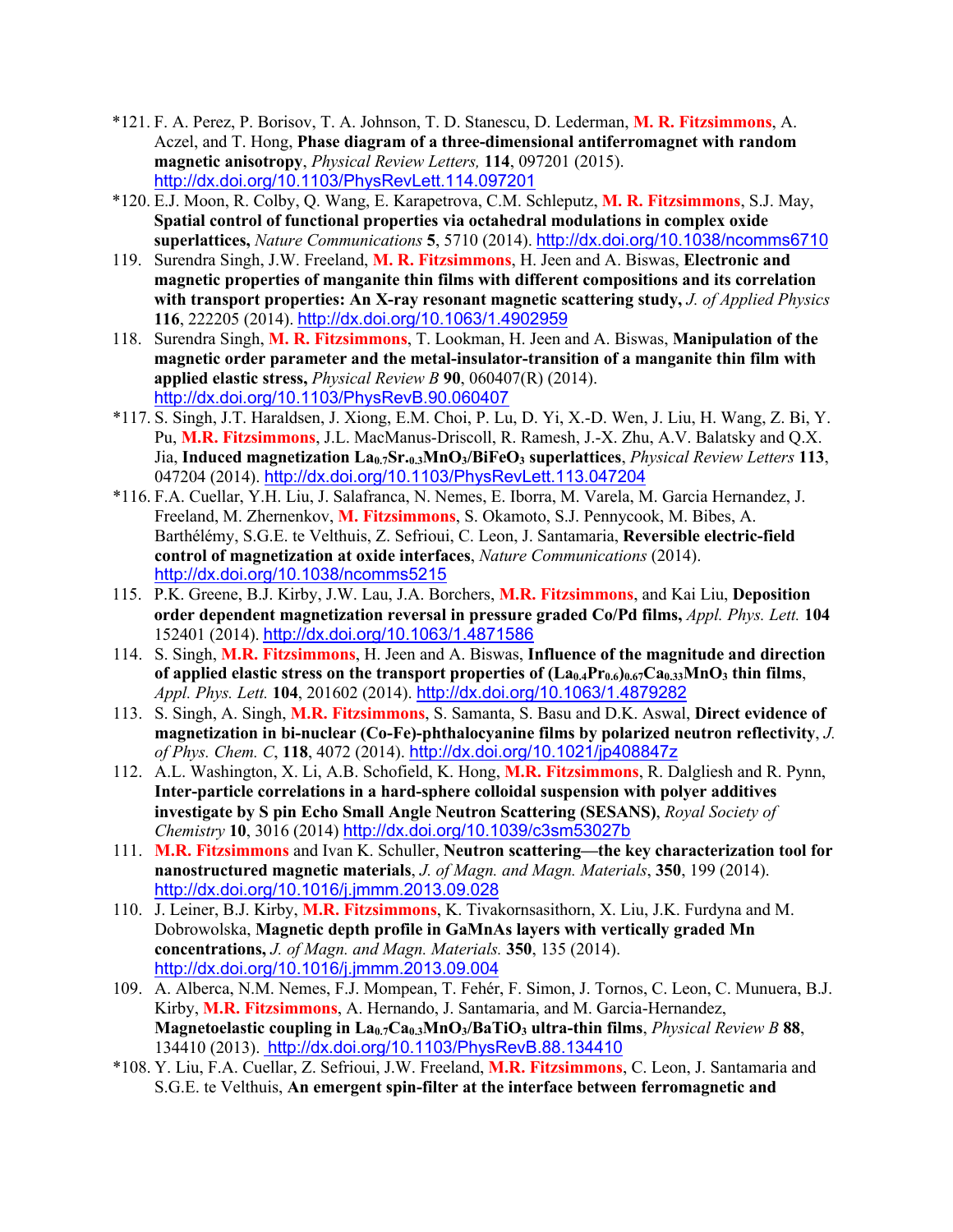*121. F. A. Perez, P. Borisov, T. A. Johnson, T. D. Stanescu, D. Lederman, **M. R. Fitzsimmons**, A. Aczel, and T. Hong, **Phase diagram of a three-dimensional antiferromagnet with random magnetic anisotropy**, *Physical Review Letters,* **114**, 097201 (2015). http://dx.doi.org/10.1103/PhysRevLett.114.097201

*120. E.J. Moon, R. Colby, Q. Wang, E. Karapetrova, C.M. Schleputz, **M. R. Fitzsimmons**, S.J. May, **Spatial control of functional properties via octahedral modulations in complex oxide superlattices,** *Nature Communications* **5**, 5710 (2014). http://dx.doi.org/10.1038/ncomms6710

119. Surendra Singh, J.W. Freeland, **M. R. Fitzsimmons**, H. Jeen and A. Biswas, **Electronic and magnetic properties of manganite thin films with different compositions and its correlation with transport properties: An X-ray resonant magnetic scattering study,** *J. of Applied Physics* **116**, 222205 (2014). http://dx.doi.org/10.1063/1.4902959

118. Surendra Singh, **M. R. Fitzsimmons**, T. Lookman, H. Jeen and A. Biswas, **Manipulation of the magnetic order parameter and the metal-insulator-transition of a manganite thin film with applied elastic stress,** *Physical Review B* **90**, 060407(R) (2014). http://dx.doi.org/10.1103/PhysRevB.90.060407

*117. S. Singh, J.T. Haraldsen, J. Xiong, E.M. Choi, P. Lu, D. Yi, X.-D. Wen, J. Liu, H. Wang, Z. Bi, Y. Pu, **M.R. Fitzsimmons**, J.L. MacManus-Driscoll, R. Ramesh, J.-X. Zhu, A.V. Balatsky and Q.X. Jia, **Induced magnetization $La_{0.7}Sr_{0.3}MnO_3/BiFeO_3$ superlattices**, *Physical Review Letters* **113**, 047204 (2014). http://dx.doi.org/10.1103/PhysRevLett.113.047204

*116. F.A. Cuellar, Y.H. Liu, J. Salafranca, N. Nemes, E. Iborra, M. Varela, M. Garcia Hernandez, J. Freeland, M. Zhernenkov, **M. Fitzsimmons**, S. Okamoto, S.J. Pennycook, M. Bibes, A. Barthélémy, S.G.E. te Velthuis, Z. Sefrioui, C. Leon, J. Santamaria, **Reversible electric-field control of magnetization at oxide interfaces**, *Nature Communications* (2014). http://dx.doi.org/10.1038/ncomms5215

115. P.K. Greene, B.J. Kirby, J.W. Lau, J.A. Borchers, **M.R. Fitzsimmons**, and Kai Liu, **Deposition order dependent magnetization reversal in pressure graded Co/Pd films,** *Appl. Phys. Lett.* **104** 152401 (2014). http://dx.doi.org/10.1063/1.4871586

114. S. Singh, **M.R. Fitzsimmons**, H. Jeen and A. Biswas, **Influence of the magnitude and direction of applied elastic stress on the transport properties of $(La_{0.4}Pr_{0.6})_{0.67}Ca_{0.33}MnO_3$ thin films**, *Appl. Phys. Lett.* **104**, 201602 (2014). http://dx.doi.org/10.1063/1.4879282

113. S. Singh, A. Singh, **M.R. Fitzsimmons**, S. Samanta, S. Basu and D.K. Aswal, **Direct evidence of magnetization in bi-nuclear (Co-Fe)-phthalocyanine films by polarized neutron reflectivity**, *J. of Phys. Chem. C*, **118**, 4072 (2014). http://dx.doi.org/10.1021/jp408847z

112. A.L. Washington, X. Li, A.B. Schofield, K. Hong, **M.R. Fitzsimmons**, R. Dalgliesh and R. Pynn, **Inter-particle correlations in a hard-sphere colloidal suspension with polyer additives investigate by S pin Echo Small Angle Neutron Scattering (SESANS)**, *Royal Society of Chemistry* **10**, 3016 (2014) http://dx.doi.org/10.1039/c3sm53027b

111. **M.R. Fitzsimmons** and Ivan K. Schuller, **Neutron scattering—the key characterization tool for nanostructured magnetic materials**, *J. of Magn. and Magn. Materials*, **350**, 199 (2014). http://dx.doi.org/10.1016/j.jmmm.2013.09.028

110. J. Leiner, B.J. Kirby, **M.R. Fitzsimmons**, K. Tivakornsasithorn, X. Liu, J.K. Furdyna and M. Dobrowolska, **Magnetic depth profile in GaMnAs layers with vertically graded Mn concentrations,** *J. of Magn. and Magn. Materials.* **350**, 135 (2014). http://dx.doi.org/10.1016/j.jmmm.2013.09.004

109. A. Alberca, N.M. Nemes, F.J. Mompean, T. Fehér, F. Simon, J. Tornos, C. Leon, C. Munuera, B.J. Kirby, **M.R. Fitzsimmons**, A. Hernando, J. Santamaria, and M. Garcia-Hernandez, **Magnetoelastic coupling in $La_{0.7}Ca_{0.3}MnO_3/BaTiO_3$ ultra-thin films**, *Physical Review B* **88**, 134410 (2013). http://dx.doi.org/10.1103/PhysRevB.88.134410

*108. Y. Liu, F.A. Cuellar, Z. Sefrioui, J.W. Freeland, **M.R. Fitzsimmons**, C. Leon, J. Santamaria and S.G.E. te Velthuis, **An emergent spin-filter at the interface between ferromagnetic and**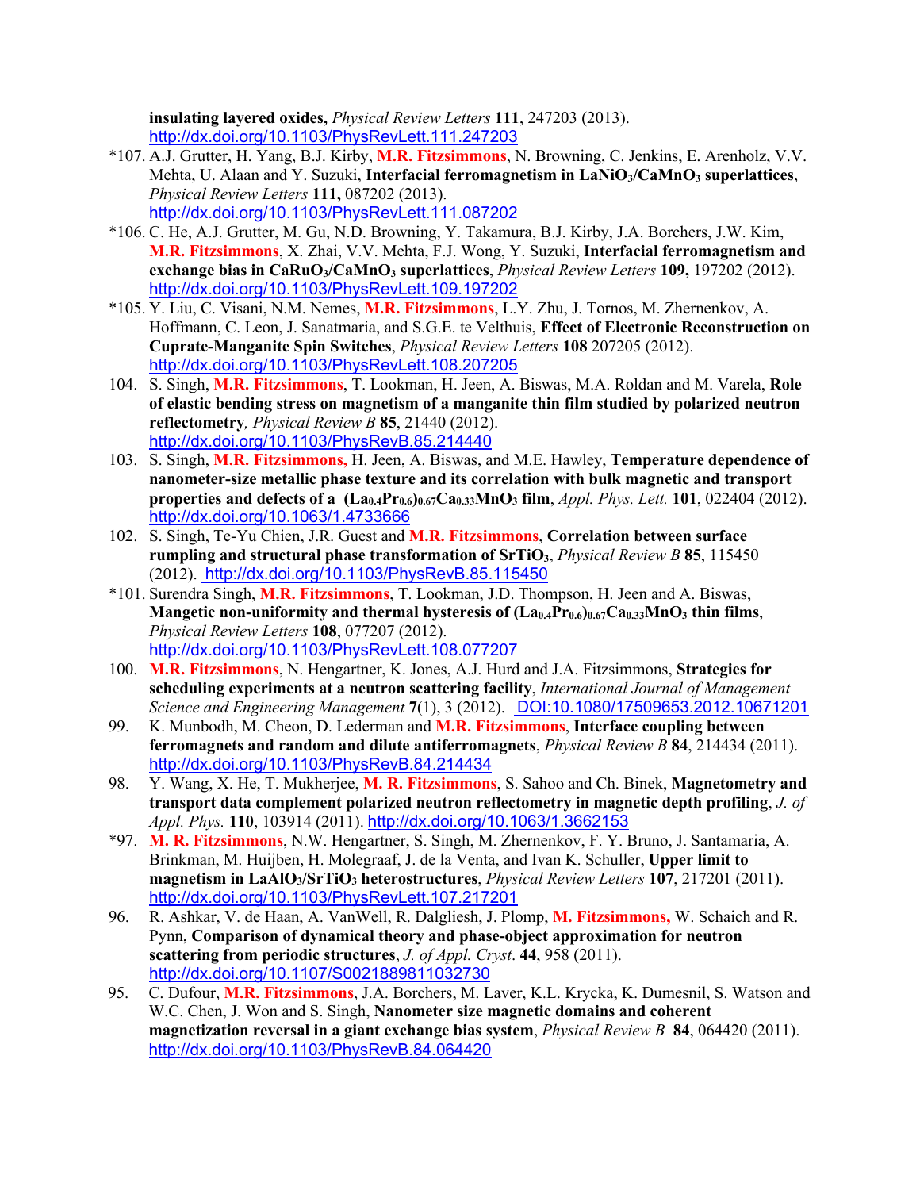**insulating layered oxides,** *Physical Review Letters* **111**, 247203 (2013). http://dx.doi.org/10.1103/PhysRevLett.111.247203

*107. A.J. Grutter, H. Yang, B.J. Kirby, **M.R. Fitzsimmons**, N. Browning, C. Jenkins, E. Arenholz, V.V. Mehta, U. Alaan and Y. Suzuki, **Interfacial ferromagnetism in $LaNiO_3/CaMnO_3$ superlattices**, *Physical Review Letters* **111,** 087202 (2013). http://dx.doi.org/10.1103/PhysRevLett.111.087202

*106. C. He, A.J. Grutter, M. Gu, N.D. Browning, Y. Takamura, B.J. Kirby, J.A. Borchers, J.W. Kim, **M.R. Fitzsimmons**, X. Zhai, V.V. Mehta, F.J. Wong, Y. Suzuki, **Interfacial ferromagnetism and exchange bias in $CaRuO_3/CaMnO_3$ superlattices**, *Physical Review Letters* **109,** 197202 (2012). http://dx.doi.org/10.1103/PhysRevLett.109.197202

*105. Y. Liu, C. Visani, N.M. Nemes, **M.R. Fitzsimmons**, L.Y. Zhu, J. Tornos, M. Zhernenkov, A. Hoffmann, C. Leon, J. Sanatmaria, and S.G.E. te Velthuis, **Effect of Electronic Reconstruction on Cuprate-Manganite Spin Switches**, *Physical Review Letters* **108** 207205 (2012). http://dx.doi.org/10.1103/PhysRevLett.108.207205

104. S. Singh, **M.R. Fitzsimmons**, T. Lookman, H. Jeen, A. Biswas, M.A. Roldan and M. Varela, **Role of elastic bending stress on magnetism of a manganite thin film studied by polarized neutron reflectometry**, *Physical Review B* **85**, 21440 (2012). http://dx.doi.org/10.1103/PhysRevB.85.214440

103. S. Singh, **M.R. Fitzsimmons,** H. Jeen, A. Biswas, and M.E. Hawley, **Temperature dependence of nanometer-size metallic phase texture and its correlation with bulk magnetic and transport properties and defects of a $(La_{0.4}Pr_{0.6})_{0.67}Ca_{0.33}MnO_3$ film**, *Appl. Phys. Lett.* **101**, 022404 (2012). http://dx.doi.org/10.1063/1.4733666

102. S. Singh, Te-Yu Chien, J.R. Guest and **M.R. Fitzsimmons**, **Correlation between surface rumpling and structural phase transformation of $SrTiO_3$**, *Physical Review B* **85**, 115450 (2012). http://dx.doi.org/10.1103/PhysRevB.85.115450

*101. Surendra Singh, **M.R. Fitzsimmons**, T. Lookman, J.D. Thompson, H. Jeen and A. Biswas, **Mangetic non-uniformity and thermal hysteresis of $(La_{0.4}Pr_{0.6})_{0.67}Ca_{0.33}MnO_3$ thin films**, *Physical Review Letters* **108**, 077207 (2012). http://dx.doi.org/10.1103/PhysRevLett.108.077207

100. **M.R. Fitzsimmons**, N. Hengartner, K. Jones, A.J. Hurd and J.A. Fitzsimmons, **Strategies for scheduling experiments at a neutron scattering facility**, *International Journal of Management Science and Engineering Management* **7**(1), 3 (2012). DOI:10.1080/17509653.2012.10671201

99. K. Munbodh, M. Cheon, D. Lederman and **M.R. Fitzsimmons**, **Interface coupling between ferromagnets and random and dilute antiferromagnets**, *Physical Review B* **84**, 214434 (2011). http://dx.doi.org/10.1103/PhysRevB.84.214434

98. Y. Wang, X. He, T. Mukherjee, **M. R. Fitzsimmons**, S. Sahoo and Ch. Binek, **Magnetometry and transport data complement polarized neutron reflectometry in magnetic depth profiling**, *J. of Appl. Phys.* **110**, 103914 (2011). http://dx.doi.org/10.1063/1.3662153

*97. **M. R. Fitzsimmons**, N.W. Hengartner, S. Singh, M. Zhernenkov, F. Y. Bruno, J. Santamaria, A. Brinkman, M. Huijben, H. Molegraaf, J. de la Venta, and Ivan K. Schuller, **Upper limit to magnetism in $LaAlO_3/SrTiO_3$ heterostructures**, *Physical Review Letters* **107**, 217201 (2011). http://dx.doi.org/10.1103/PhysRevLett.107.217201

96. R. Ashkar, V. de Haan, A. VanWell, R. Dalgliesh, J. Plomp, **M. Fitzsimmons,** W. Schaich and R. Pynn, **Comparison of dynamical theory and phase-object approximation for neutron scattering from periodic structures**, *J. of Appl. Cryst*. **44**, 958 (2011). http://dx.doi.org/10.1107/S0021889811032730

95. C. Dufour, **M.R. Fitzsimmons**, J.A. Borchers, M. Laver, K.L. Krycka, K. Dumesnil, S. Watson and W.C. Chen, J. Won and S. Singh, **Nanometer size magnetic domains and coherent magnetization reversal in a giant exchange bias system**, *Physical Review B* **84**, 064420 (2011). http://dx.doi.org/10.1103/PhysRevB.84.064420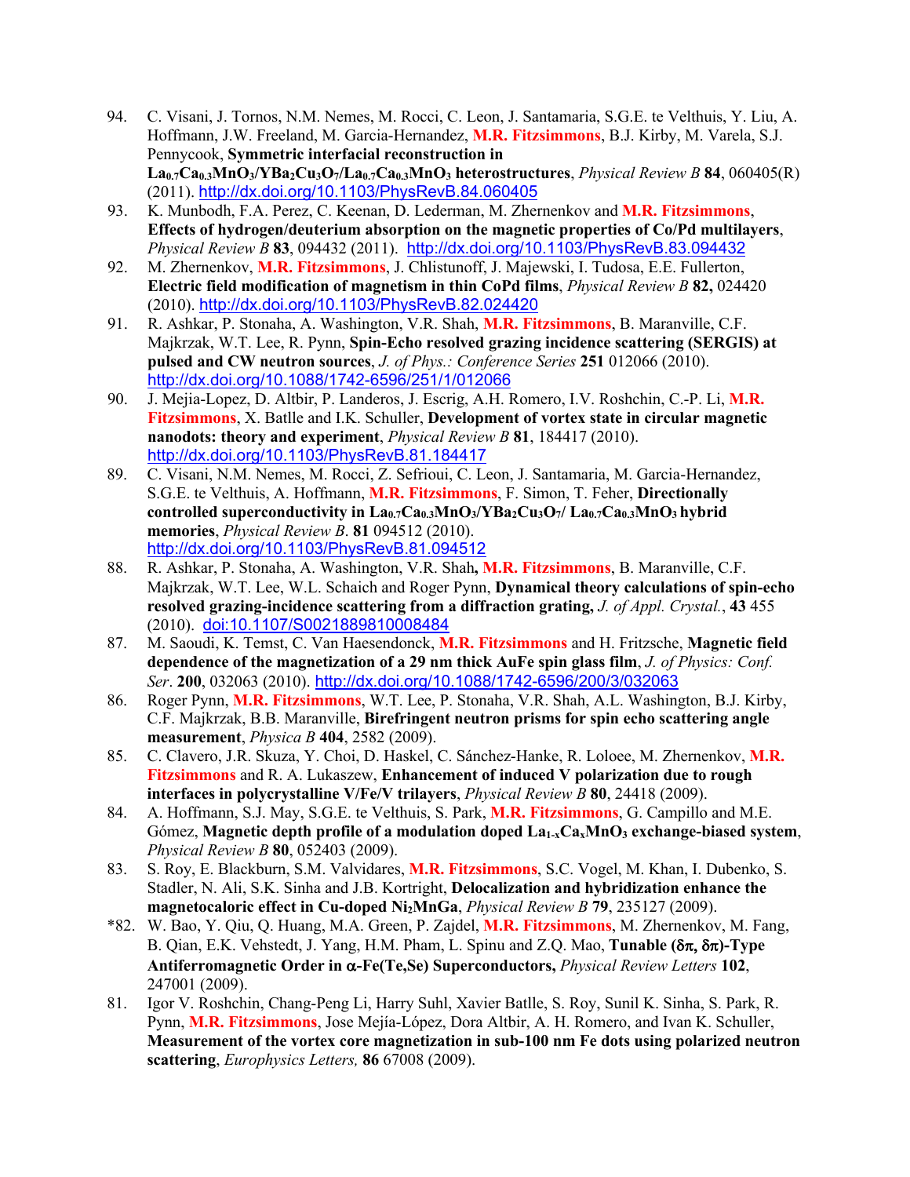94. C. Visani, J. Tornos, N.M. Nemes, M. Rocci, C. Leon, J. Santamaria, S.G.E. te Velthuis, Y. Liu, A. Hoffmann, J.W. Freeland, M. Garcia-Hernandez, **M.R. Fitzsimmons**, B.J. Kirby, M. Varela, S.J. Pennycook, **Symmetric interfacial reconstruction in $La_{0.7}Ca_{0.3}MnO_3/YBa_2Cu_3O_7/La_{0.7}Ca_{0.3}MnO_3$ heterostructures**, *Physical Review B* **84**, 060405(R) (2011). http://dx.doi.org/10.1103/PhysRevB.84.060405
93. K. Munbodh, F.A. Perez, C. Keenan, D. Lederman, M. Zhernenkov and **M.R. Fitzsimmons**, **Effects of hydrogen/deuterium absorption on the magnetic properties of Co/Pd multilayers**, *Physical Review B* **83**, 094432 (2011). http://dx.doi.org/10.1103/PhysRevB.83.094432
92. M. Zhernenkov, **M.R. Fitzsimmons**, J. Chlistunoff, J. Majewski, I. Tudosa, E.E. Fullerton, **Electric field modification of magnetism in thin CoPd films**, *Physical Review B* **82,** 024420 (2010). http://dx.doi.org/10.1103/PhysRevB.82.024420
91. R. Ashkar, P. Stonaha, A. Washington, V.R. Shah, **M.R. Fitzsimmons**, B. Maranville, C.F. Majkrzak, W.T. Lee, R. Pynn, **Spin-Echo resolved grazing incidence scattering (SERGIS) at pulsed and CW neutron sources**, *J. of Phys.: Conference Series* **251** 012066 (2010). http://dx.doi.org/10.1088/1742-6596/251/1/012066
90. J. Mejia-Lopez, D. Altbir, P. Landeros, J. Escrig, A.H. Romero, I.V. Roshchin, C.-P. Li, **M.R. Fitzsimmons**, X. Batlle and I.K. Schuller, **Development of vortex state in circular magnetic nanodots: theory and experiment**, *Physical Review B* **81**, 184417 (2010). http://dx.doi.org/10.1103/PhysRevB.81.184417
89. C. Visani, N.M. Nemes, M. Rocci, Z. Sefrioui, C. Leon, J. Santamaria, M. Garcia-Hernandez, S.G.E. te Velthuis, A. Hoffmann, **M.R. Fitzsimmons**, F. Simon, T. Feher, **Directionally controlled superconductivity in $La_{0.7}Ca_{0.3}MnO_3/YBa_2Cu_3O_7/$ $La_{0.7}Ca_{0.3}MnO_3$ hybrid memories**, *Physical Review B*. **81** 094512 (2010). http://dx.doi.org/10.1103/PhysRevB.81.094512
88. R. Ashkar, P. Stonaha, A. Washington, V.R. Shah**, M.R. Fitzsimmons**, B. Maranville, C.F. Majkrzak, W.T. Lee, W.L. Schaich and Roger Pynn, **Dynamical theory calculations of spin-echo resolved grazing-incidence scattering from a diffraction grating,** *J. of Appl. Crystal.*, **43** 455 (2010). doi:10.1107/S0021889810008484
87. M. Saoudi, K. Temst, C. Van Haesendonck, **M.R. Fitzsimmons** and H. Fritzsche, **Magnetic field dependence of the magnetization of a 29 nm thick AuFe spin glass film**, *J. of Physics: Conf. Ser*. **200**, 032063 (2010). http://dx.doi.org/10.1088/1742-6596/200/3/032063
86. Roger Pynn, **M.R. Fitzsimmons**, W.T. Lee, P. Stonaha, V.R. Shah, A.L. Washington, B.J. Kirby, C.F. Majkrzak, B.B. Maranville, **Birefringent neutron prisms for spin echo scattering angle measurement**, *Physica B* **404**, 2582 (2009).
85. C. Clavero, J.R. Skuza, Y. Choi, D. Haskel, C. Sánchez-Hanke, R. Loloee, M. Zhernenkov, **M.R. Fitzsimmons** and R. A. Lukaszew, **Enhancement of induced V polarization due to rough interfaces in polycrystalline V/Fe/V trilayers**, *Physical Review B* **80**, 24418 (2009).
84. A. Hoffmann, S.J. May, S.G.E. te Velthuis, S. Park, **M.R. Fitzsimmons**, G. Campillo and M.E. Gómez, **Magnetic depth profile of a modulation doped $La_{1-x}Ca_xMnO_3$ exchange-biased system**, *Physical Review B* **80**, 052403 (2009).
83. S. Roy, E. Blackburn, S.M. Valvidares, **M.R. Fitzsimmons**, S.C. Vogel, M. Khan, I. Dubenko, S. Stadler, N. Ali, S.K. Sinha and J.B. Kortright, **Delocalization and hybridization enhance the magnetocaloric effect in Cu-doped $Ni_2MnGa$**, *Physical Review B* **79**, 235127 (2009).

*82. W. Bao, Y. Qiu, Q. Huang, M.A. Green, P. Zajdel, **M.R. Fitzsimmons**, M. Zhernenkov, M. Fang, B. Qian, E.K. Vehstedt, J. Yang, H.M. Pham, L. Spinu and Z.Q. Mao, **Tunable ($\delta\pi$, $\delta\pi$)-Type Antiferromagnetic Order in $\alpha$-Fe(Te,Se) Superconductors,** *Physical Review Letters* **102**, 247001 (2009).

81. Igor V. Roshchin, Chang-Peng Li, Harry Suhl, Xavier Batlle, S. Roy, Sunil K. Sinha, S. Park, R. Pynn, **M.R. Fitzsimmons**, Jose Mejía-López, Dora Altbir, A. H. Romero, and Ivan K. Schuller, **Measurement of the vortex core magnetization in sub-100 nm Fe dots using polarized neutron scattering**, *Europhysics Letters,* **86** 67008 (2009).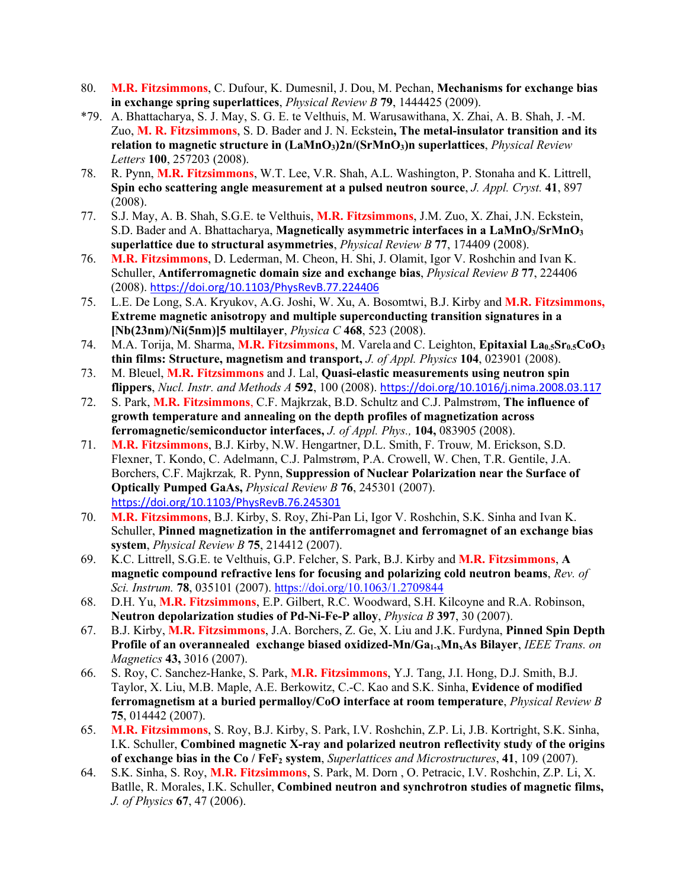80. **M.R. Fitzsimmons**, C. Dufour, K. Dumesnil, J. Dou, M. Pechan, **Mechanisms for exchange bias in exchange spring superlattices**, *Physical Review B* **79**, 1444425 (2009).

*79. A. Bhattacharya, S. J. May, S. G. E. te Velthuis, M. Warusawithana, X. Zhai, A. B. Shah, J. -M. Zuo, **M. R. Fitzsimmons**, S. D. Bader and J. N. Eckstein**, The metal-insulator transition and its relation to magnetic structure in ($LaMnO_3$)2n/($SrMnO_3$)n superlattices**, *Physical Review Letters* **100**, 257203 (2008).

78. R. Pynn, **M.R. Fitzsimmons**, W.T. Lee, V.R. Shah, A.L. Washington, P. Stonaha and K. Littrell, **Spin echo scattering angle measurement at a pulsed neutron source**, *J. Appl. Cryst.* **41**, 897 (2008).

77. S.J. May, A. B. Shah, S.G.E. te Velthuis, **M.R. Fitzsimmons**, J.M. Zuo, X. Zhai, J.N. Eckstein, S.D. Bader and A. Bhattacharya, **Magnetically asymmetric interfaces in a $LaMnO_3$/$SrMnO_3$ superlattice due to structural asymmetries**, *Physical Review B* **77**, 174409 (2008).

76. **M.R. Fitzsimmons**, D. Lederman, M. Cheon, H. Shi, J. Olamit, Igor V. Roshchin and Ivan K. Schuller, **Antiferromagnetic domain size and exchange bias**, *Physical Review B* **77**, 224406 (2008). https://doi.org/10.1103/PhysRevB.77.224406

75. L.E. De Long, S.A. Kryukov, A.G. Joshi, W. Xu, A. Bosomtwi, B.J. Kirby and **M.R. Fitzsimmons, Extreme magnetic anisotropy and multiple superconducting transition signatures in a [Nb(23nm)/Ni(5nm)]5 multilayer**, *Physica C* **468**, 523 (2008).

74. M.A. Torija, M. Sharma, **M.R. Fitzsimmons**, M. Varela and C. Leighton, **Epitaxial $La_{0.5}Sr_{0.5}CoO_3$ thin films: Structure, magnetism and transport,** *J. of Appl. Physics* **104**, 023901 (2008).

73. M. Bleuel, **M.R. Fitzsimmons** and J. Lal, **Quasi-elastic measurements using neutron spin flippers**, *Nucl. Instr. and Methods A* **592**, 100 (2008). https://doi.org/10.1016/j.nima.2008.03.117

72. S. Park, **M.R. Fitzsimmons**, C.F. Majkrzak, B.D. Schultz and C.J. Palmstrøm, **The influence of growth temperature and annealing on the depth profiles of magnetization across ferromagnetic/semiconductor interfaces,** *J. of Appl. Phys.,* **104,** 083905 (2008).

71. **M.R. Fitzsimmons**, B.J. Kirby, N.W. Hengartner, D.L. Smith, F. Trouw, M. Erickson, S.D. Flexner, T. Kondo, C. Adelmann, C.J. Palmstrøm, P.A. Crowell, W. Chen, T.R. Gentile, J.A. Borchers, C.F. Majkrzak*,* R. Pynn, **Suppression of Nuclear Polarization near the Surface of Optically Pumped GaAs,** *Physical Review B* **76**, 245301 (2007). https://doi.org/10.1103/PhysRevB.76.245301

70. **M.R. Fitzsimmons**, B.J. Kirby, S. Roy, Zhi-Pan Li, Igor V. Roshchin, S.K. Sinha and Ivan K. Schuller, **Pinned magnetization in the antiferromagnet and ferromagnet of an exchange bias system**, *Physical Review B* **75**, 214412 (2007).

69. K.C. Littrell, S.G.E. te Velthuis, G.P. Felcher, S. Park, B.J. Kirby and **M.R. Fitzsimmons**, **A magnetic compound refractive lens for focusing and polarizing cold neutron beams**, *Rev. of Sci. Instrum.* **78**, 035101 (2007). https://doi.org/10.1063/1.2709844

68. D.H. Yu, **M.R. Fitzsimmons**, E.P. Gilbert, R.C. Woodward, S.H. Kilcoyne and R.A. Robinson, **Neutron depolarization studies of Pd-Ni-Fe-P alloy**, *Physica B* **397**, 30 (2007).

67. B.J. Kirby, **M.R. Fitzsimmons**, J.A. Borchers, Z. Ge, X. Liu and J.K. Furdyna, **Pinned Spin Depth Profile of an overannealed exchange biased oxidized-Mn/$Ga_{1-x}Mn_xAs$ Bilayer**, *IEEE Trans. on Magnetics* **43,** 3016 (2007).

66. S. Roy, C. Sanchez-Hanke, S. Park, **M.R. Fitzsimmons**, Y.J. Tang, J.I. Hong, D.J. Smith, B.J. Taylor, X. Liu, M.B. Maple, A.E. Berkowitz, C.-C. Kao and S.K. Sinha, **Evidence of modified ferromagnetism at a buried permalloy/CoO interface at room temperature**, *Physical Review B* **75**, 014442 (2007).

65. **M.R. Fitzsimmons**, S. Roy, B.J. Kirby, S. Park, I.V. Roshchin, Z.P. Li, J.B. Kortright, S.K. Sinha, I.K. Schuller, **Combined magnetic X-ray and polarized neutron reflectivity study of the origins of exchange bias in the Co / $FeF_2$ system**, *Superlattices and Microstructures*, **41**, 109 (2007).

64. S.K. Sinha, S. Roy, **M.R. Fitzsimmons**, S. Park, M. Dorn , O. Petracic, I.V. Roshchin, Z.P. Li, X. Batlle, R. Morales, I.K. Schuller, **Combined neutron and synchrotron studies of magnetic films,** *J. of Physics* **67**, 47 (2006).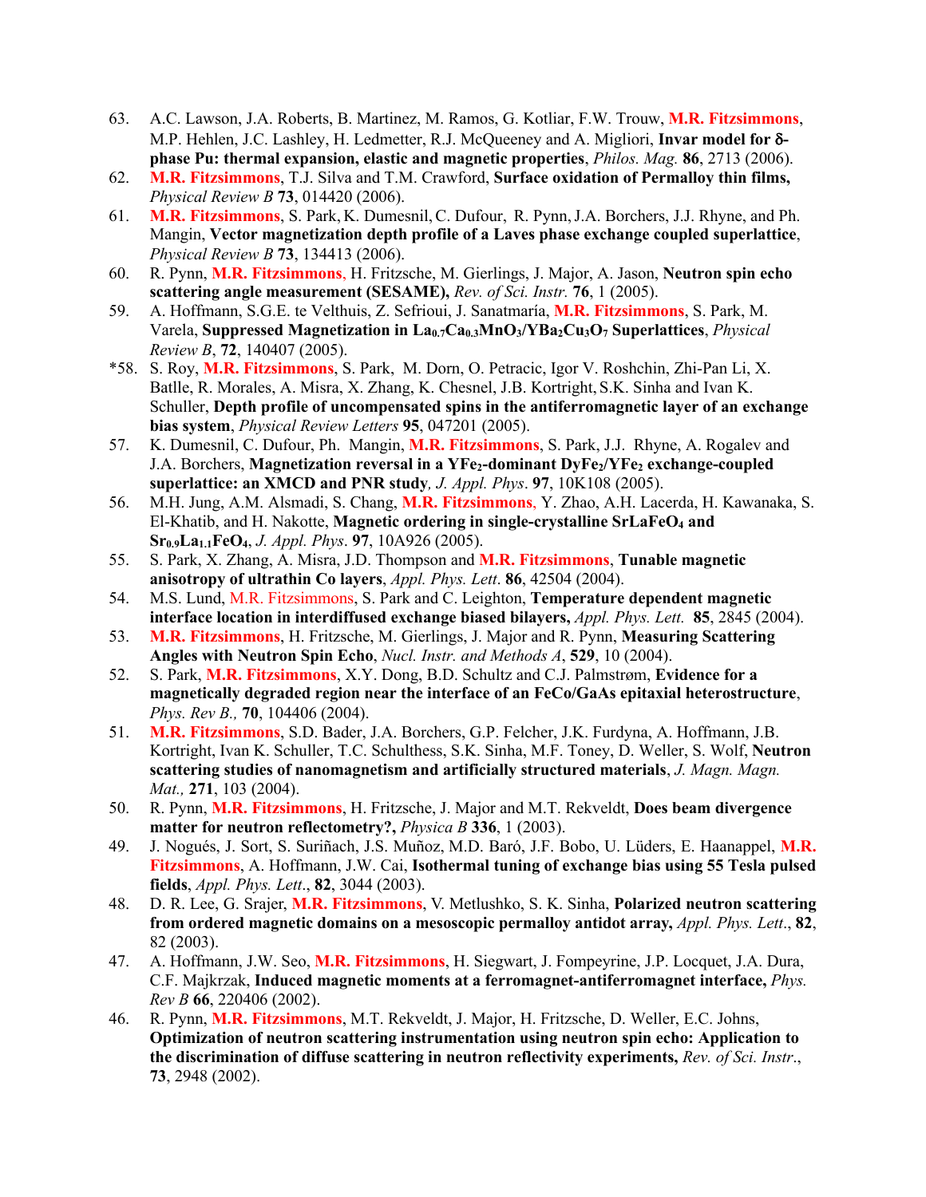63. A.C. Lawson, J.A. Roberts, B. Martinez, M. Ramos, G. Kotliar, F.W. Trouw, **M.R. Fitzsimmons**, M.P. Hehlen, J.C. Lashley, H. Ledmetter, R.J. McQueeney and A. Migliori, **Invar model for δ-phase Pu: thermal expansion, elastic and magnetic properties**, *Philos. Mag.* **86**, 2713 (2006).
62. **M.R. Fitzsimmons**, T.J. Silva and T.M. Crawford, **Surface oxidation of Permalloy thin films,** *Physical Review B* **73**, 014420 (2006).
61. **M.R. Fitzsimmons**, S. Park, K. Dumesnil, C. Dufour, R. Pynn, J.A. Borchers, J.J. Rhyne, and Ph. Mangin, **Vector magnetization depth profile of a Laves phase exchange coupled superlattice**, *Physical Review B* **73**, 134413 (2006).
60. R. Pynn, **M.R. Fitzsimmons**, H. Fritzsche, M. Gierlings, J. Major, A. Jason, **Neutron spin echo scattering angle measurement (SESAME),** *Rev. of Sci. Instr.* **76**, 1 (2005).
59. A. Hoffmann, S.G.E. te Velthuis, Z. Sefrioui, J. Sanatmaría, **M.R. Fitzsimmons**, S. Park, M. Varela, **Suppressed Magnetization in $La_{0.7}Ca_{0.3}MnO_3/YBa_2Cu_3O_7$ Superlattices**, *Physical Review B*, **72**, 140407 (2005).

*58. S. Roy, **M.R. Fitzsimmons**, S. Park, M. Dorn, O. Petracic, Igor V. Roshchin, Zhi-Pan Li, X. Batlle, R. Morales, A. Misra, X. Zhang, K. Chesnel, J.B. Kortright, S.K. Sinha and Ivan K. Schuller, **Depth profile of uncompensated spins in the antiferromagnetic layer of an exchange bias system**, *Physical Review Letters* **95**, 047201 (2005).

57. K. Dumesnil, C. Dufour, Ph. Mangin, **M.R. Fitzsimmons**, S. Park, J.J. Rhyne, A. Rogalev and J.A. Borchers, **Magnetization reversal in a $YFe_2$-dominant $DyFe_2/YFe_2$ exchange-coupled superlattice: an XMCD and PNR study***, J. Appl. Phys*. **97**, 10K108 (2005).
56. M.H. Jung, A.M. Alsmadi, S. Chang, **M.R. Fitzsimmons**, Y. Zhao, A.H. Lacerda, H. Kawanaka, S. El-Khatib, and H. Nakotte, **Magnetic ordering in single-crystalline $SrLaFeO_4$ and $Sr_{0.9}La_{1.1}FeO_4$**, *J. Appl. Phys*. **97**, 10A926 (2005).
55. S. Park, X. Zhang, A. Misra, J.D. Thompson and **M.R. Fitzsimmons**, **Tunable magnetic anisotropy of ultrathin Co layers**, *Appl. Phys. Lett*. **86**, 42504 (2004).
54. M.S. Lund, M.R. Fitzsimmons, S. Park and C. Leighton, **Temperature dependent magnetic interface location in interdiffused exchange biased bilayers,** *Appl. Phys. Lett.* **85**, 2845 (2004).
53. **M.R. Fitzsimmons**, H. Fritzsche, M. Gierlings, J. Major and R. Pynn, **Measuring Scattering Angles with Neutron Spin Echo**, *Nucl. Instr. and Methods A*, **529**, 10 (2004).
52. S. Park, **M.R. Fitzsimmons**, X.Y. Dong, B.D. Schultz and C.J. Palmstrøm, **Evidence for a magnetically degraded region near the interface of an FeCo/GaAs epitaxial heterostructure**, *Phys. Rev B.,* **70**, 104406 (2004).
51. **M.R. Fitzsimmons**, S.D. Bader, J.A. Borchers, G.P. Felcher, J.K. Furdyna, A. Hoffmann, J.B. Kortright, Ivan K. Schuller, T.C. Schulthess, S.K. Sinha, M.F. Toney, D. Weller, S. Wolf, **Neutron scattering studies of nanomagnetism and artificially structured materials**, *J. Magn. Magn. Mat.,* **271**, 103 (2004).
50. R. Pynn, **M.R. Fitzsimmons**, H. Fritzsche, J. Major and M.T. Rekveldt, **Does beam divergence matter for neutron reflectometry?,** *Physica B* **336**, 1 (2003).
49. J. Nogués, J. Sort, S. Suriñach, J.S. Muñoz, M.D. Baró, J.F. Bobo, U. Lüders, E. Haanappel, **M.R. Fitzsimmons**, A. Hoffmann, J.W. Cai, **Isothermal tuning of exchange bias using 55 Tesla pulsed fields**, *Appl. Phys. Lett*., **82**, 3044 (2003).
48. D. R. Lee, G. Srajer, **M.R. Fitzsimmons**, V. Metlushko, S. K. Sinha, **Polarized neutron scattering from ordered magnetic domains on a mesoscopic permalloy antidot array,** *Appl. Phys. Lett*., **82**, 82 (2003).
47. A. Hoffmann, J.W. Seo, **M.R. Fitzsimmons**, H. Siegwart, J. Fompeyrine, J.P. Locquet, J.A. Dura, C.F. Majkrzak, **Induced magnetic moments at a ferromagnet-antiferromagnet interface,** *Phys. Rev B* **66**, 220406 (2002).
46. R. Pynn, **M.R. Fitzsimmons**, M.T. Rekveldt, J. Major, H. Fritzsche, D. Weller, E.C. Johns, **Optimization of neutron scattering instrumentation using neutron spin echo: Application to the discrimination of diffuse scattering in neutron reflectivity experiments,** *Rev. of Sci. Instr*., **73**, 2948 (2002).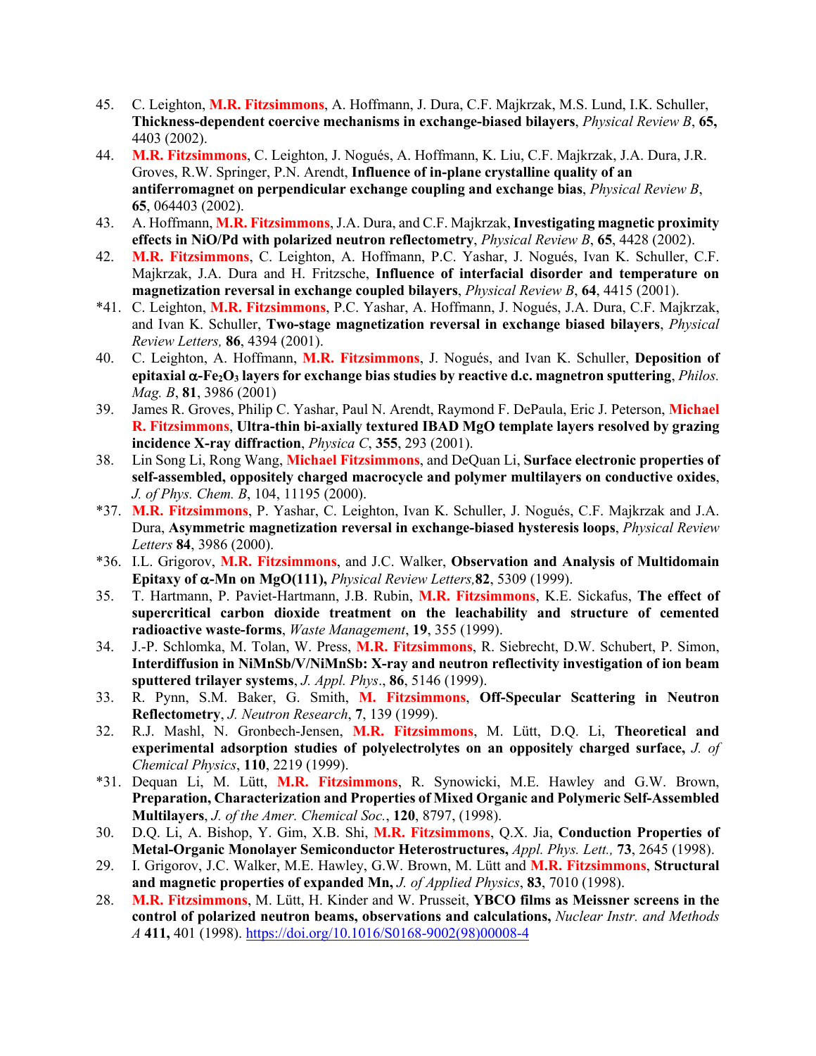45. C. Leighton, **M.R. Fitzsimmons**, A. Hoffmann, J. Dura, C.F. Majkrzak, M.S. Lund, I.K. Schuller, **Thickness-dependent coercive mechanisms in exchange-biased bilayers**, *Physical Review B*, **65,** 4403 (2002).
44. **M.R. Fitzsimmons**, C. Leighton, J. Nogués, A. Hoffmann, K. Liu, C.F. Majkrzak, J.A. Dura, J.R. Groves, R.W. Springer, P.N. Arendt, **Influence of in-plane crystalline quality of an antiferromagnet on perpendicular exchange coupling and exchange bias**, *Physical Review B*, **65**, 064403 (2002).
43. A. Hoffmann, **M.R. Fitzsimmons**, J.A. Dura, and C.F. Majkrzak, **Investigating magnetic proximity effects in NiO/Pd with polarized neutron reflectometry**, *Physical Review B*, **65**, 4428 (2002).
42. **M.R. Fitzsimmons**, C. Leighton, A. Hoffmann, P.C. Yashar, J. Nogués, Ivan K. Schuller, C.F. Majkrzak, J.A. Dura and H. Fritzsche, **Influence of interfacial disorder and temperature on magnetization reversal in exchange coupled bilayers**, *Physical Review B*, **64**, 4415 (2001).
*41. C. Leighton, **M.R. Fitzsimmons**, P.C. Yashar, A. Hoffmann, J. Nogués, J.A. Dura, C.F. Majkrzak, and Ivan K. Schuller, **Two-stage magnetization reversal in exchange biased bilayers**, *Physical Review Letters,* **86**, 4394 (2001).
40. C. Leighton, A. Hoffmann, **M.R. Fitzsimmons**, J. Nogués, and Ivan K. Schuller, **Deposition of epitaxial α-$Fe_2O_3$ layers for exchange bias studies by reactive d.c. magnetron sputtering**, *Philos. Mag. B*, **81**, 3986 (2001)
39. James R. Groves, Philip C. Yashar, Paul N. Arendt, Raymond F. DePaula, Eric J. Peterson, **Michael R. Fitzsimmons**, **Ultra-thin bi-axially textured IBAD MgO template layers resolved by grazing incidence X-ray diffraction**, *Physica C*, **355**, 293 (2001).
38. Lin Song Li, Rong Wang, **Michael Fitzsimmons**, and DeQuan Li, **Surface electronic properties of self-assembled, oppositely charged macrocycle and polymer multilayers on conductive oxides**, *J. of Phys. Chem. B*, 104, 11195 (2000).
*37. **M.R. Fitzsimmons**, P. Yashar, C. Leighton, Ivan K. Schuller, J. Nogués, C.F. Majkrzak and J.A. Dura, **Asymmetric magnetization reversal in exchange-biased hysteresis loops**, *Physical Review Letters* **84**, 3986 (2000).
*36. I.L. Grigorov, **M.R. Fitzsimmons**, and J.C. Walker, **Observation and Analysis of Multidomain Epitaxy of α-Mn on MgO(111),** *Physical Review Letters,***82**, 5309 (1999).
35. T. Hartmann, P. Paviet-Hartmann, J.B. Rubin, **M.R. Fitzsimmons**, K.E. Sickafus, **The effect of supercritical carbon dioxide treatment on the leachability and structure of cemented radioactive waste-forms**, *Waste Management*, **19**, 355 (1999).
34. J.-P. Schlomka, M. Tolan, W. Press, **M.R. Fitzsimmons**, R. Siebrecht, D.W. Schubert, P. Simon, **Interdiffusion in NiMnSb/V/NiMnSb: X-ray and neutron reflectivity investigation of ion beam sputtered trilayer systems**, *J. Appl. Phys*., **86**, 5146 (1999).
33. R. Pynn, S.M. Baker, G. Smith, **M. Fitzsimmons**, **Off-Specular Scattering in Neutron Reflectometry**, *J. Neutron Research*, **7**, 139 (1999).
32. R.J. Mashl, N. Gronbech-Jensen, **M.R. Fitzsimmons**, M. Lütt, D.Q. Li, **Theoretical and experimental adsorption studies of polyelectrolytes on an oppositely charged surface,** *J. of Chemical Physics*, **110**, 2219 (1999).
*31. Dequan Li, M. Lütt, **M.R. Fitzsimmons**, R. Synowicki, M.E. Hawley and G.W. Brown, **Preparation, Characterization and Properties of Mixed Organic and Polymeric Self-Assembled Multilayers**, *J. of the Amer. Chemical Soc.*, **120**, 8797, (1998).
30. D.Q. Li, A. Bishop, Y. Gim, X.B. Shi, **M.R. Fitzsimmons**, Q.X. Jia, **Conduction Properties of Metal-Organic Monolayer Semiconductor Heterostructures,** *Appl. Phys. Lett.,* **73**, 2645 (1998).
29. I. Grigorov, J.C. Walker, M.E. Hawley, G.W. Brown, M. Lütt and **M.R. Fitzsimmons**, **Structural and magnetic properties of expanded Mn,** *J. of Applied Physics*, **83**, 7010 (1998).
28. **M.R. Fitzsimmons**, M. Lütt, H. Kinder and W. Prusseit, **YBCO films as Meissner screens in the control of polarized neutron beams, observations and calculations,** *Nuclear Instr. and Methods A* **411,** 401 (1998). https://doi.org/10.1016/S0168-9002(98)00008-4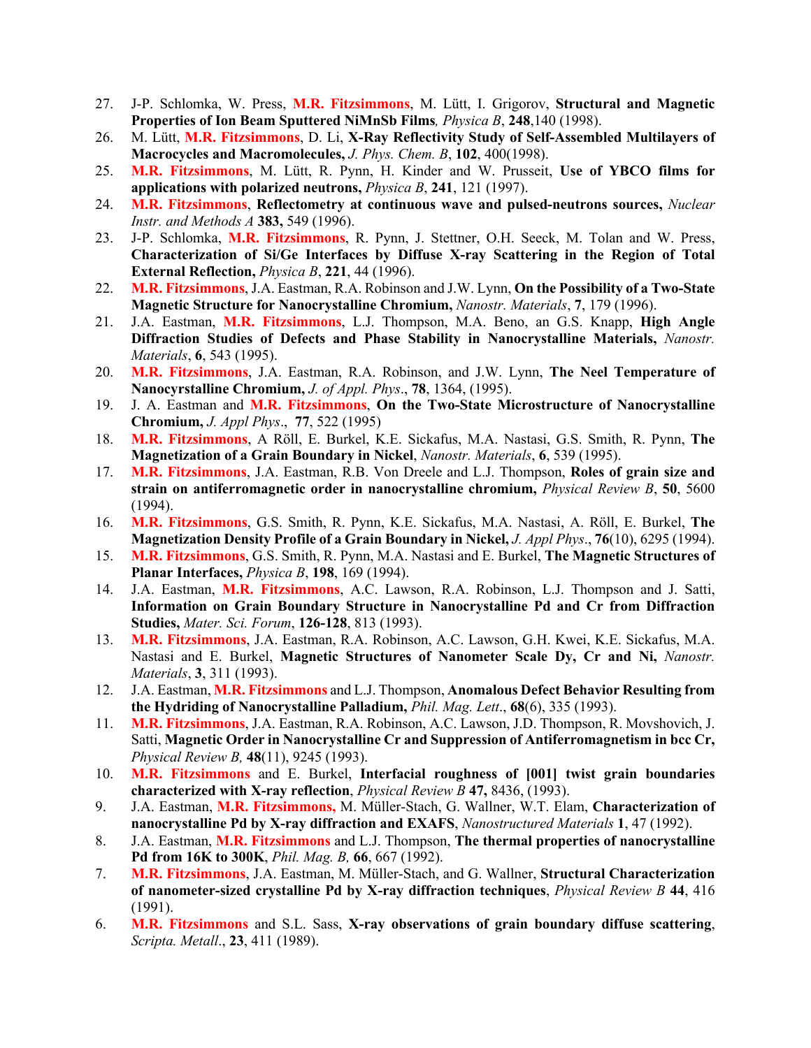27. J-P. Schlomka, W. Press, **M.R. Fitzsimmons**, M. Lütt, I. Grigorov, **Structural and Magnetic Properties of Ion Beam Sputtered NiMnSb Films***, Physica B*, **248**,140 (1998).
26. M. Lütt, **M.R. Fitzsimmons**, D. Li, **X-Ray Reflectivity Study of Self-Assembled Multilayers of Macrocycles and Macromolecules,** *J. Phys. Chem. B*, **102**, 400(1998).
25. **M.R. Fitzsimmons**, M. Lütt, R. Pynn, H. Kinder and W. Prusseit, **Use of YBCO films for applications with polarized neutrons,** *Physica B*, **241**, 121 (1997).
24. **M.R. Fitzsimmons**, **Reflectometry at continuous wave and pulsed-neutrons sources,** *Nuclear Instr. and Methods A* **383,** 549 (1996).
23. J-P. Schlomka, **M.R. Fitzsimmons**, R. Pynn, J. Stettner, O.H. Seeck, M. Tolan and W. Press, **Characterization of Si/Ge Interfaces by Diffuse X-ray Scattering in the Region of Total External Reflection,** *Physica B*, **221**, 44 (1996).
22. **M.R. Fitzsimmons**, J.A. Eastman, R.A. Robinson and J.W. Lynn, **On the Possibility of a Two-State Magnetic Structure for Nanocrystalline Chromium,** *Nanostr. Materials*, **7**, 179 (1996).
21. J.A. Eastman, **M.R. Fitzsimmons**, L.J. Thompson, M.A. Beno, an G.S. Knapp, **High Angle Diffraction Studies of Defects and Phase Stability in Nanocrystalline Materials,** *Nanostr. Materials*, **6**, 543 (1995).
20. **M.R. Fitzsimmons**, J.A. Eastman, R.A. Robinson, and J.W. Lynn, **The Neel Temperature of Nanocyrstalline Chromium,** *J. of Appl. Phys*., **78**, 1364, (1995).
19. J. A. Eastman and **M.R. Fitzsimmons**, **On the Two-State Microstructure of Nanocrystalline Chromium,** *J. Appl Phys*., **77**, 522 (1995)
18. **M.R. Fitzsimmons**, A Röll, E. Burkel, K.E. Sickafus, M.A. Nastasi, G.S. Smith, R. Pynn, **The Magnetization of a Grain Boundary in Nickel**, *Nanostr. Materials*, **6**, 539 (1995).
17. **M.R. Fitzsimmons**, J.A. Eastman, R.B. Von Dreele and L.J. Thompson, **Roles of grain size and strain on antiferromagnetic order in nanocrystalline chromium,** *Physical Review B*, **50**, 5600 (1994).
16. **M.R. Fitzsimmons**, G.S. Smith, R. Pynn, K.E. Sickafus, M.A. Nastasi, A. Röll, E. Burkel, **The Magnetization Density Profile of a Grain Boundary in Nickel,** *J. Appl Phys*., **76**(10), 6295 (1994).
15. **M.R. Fitzsimmons**, G.S. Smith, R. Pynn, M.A. Nastasi and E. Burkel, **The Magnetic Structures of Planar Interfaces,** *Physica B*, **198**, 169 (1994).
14. J.A. Eastman, **M.R. Fitzsimmons**, A.C. Lawson, R.A. Robinson, L.J. Thompson and J. Satti, **Information on Grain Boundary Structure in Nanocrystalline Pd and Cr from Diffraction Studies,** *Mater. Sci. Forum*, **126-128**, 813 (1993).
13. **M.R. Fitzsimmons**, J.A. Eastman, R.A. Robinson, A.C. Lawson, G.H. Kwei, K.E. Sickafus, M.A. Nastasi and E. Burkel, **Magnetic Structures of Nanometer Scale Dy, Cr and Ni,** *Nanostr. Materials*, **3**, 311 (1993).
12. J.A. Eastman, **M.R. Fitzsimmons** and L.J. Thompson, **Anomalous Defect Behavior Resulting from the Hydriding of Nanocrystalline Palladium,** *Phil. Mag. Lett*., **68**(6), 335 (1993).
11. **M.R. Fitzsimmons**, J.A. Eastman, R.A. Robinson, A.C. Lawson, J.D. Thompson, R. Movshovich, J. Satti, **Magnetic Order in Nanocrystalline Cr and Suppression of Antiferromagnetism in bcc Cr,** *Physical Review B,* **48**(11), 9245 (1993).
10. **M.R. Fitzsimmons** and E. Burkel, **Interfacial roughness of [001] twist grain boundaries characterized with X-ray reflection**, *Physical Review B* **47,** 8436, (1993).
9. J.A. Eastman, **M.R. Fitzsimmons,** M. Müller-Stach, G. Wallner, W.T. Elam, **Characterization of nanocrystalline Pd by X-ray diffraction and EXAFS**, *Nanostructured Materials* **1**, 47 (1992).
8. J.A. Eastman, **M.R. Fitzsimmons** and L.J. Thompson, **The thermal properties of nanocrystalline Pd from 16K to 300K**, *Phil. Mag. B,* **66**, 667 (1992).
7. **M.R. Fitzsimmons**, J.A. Eastman, M. Müller-Stach, and G. Wallner, **Structural Characterization of nanometer-sized crystalline Pd by X-ray diffraction techniques**, *Physical Review B* **44**, 416 (1991).
6. **M.R. Fitzsimmons** and S.L. Sass, **X-ray observations of grain boundary diffuse scattering**, *Scripta. Metall*., **23**, 411 (1989).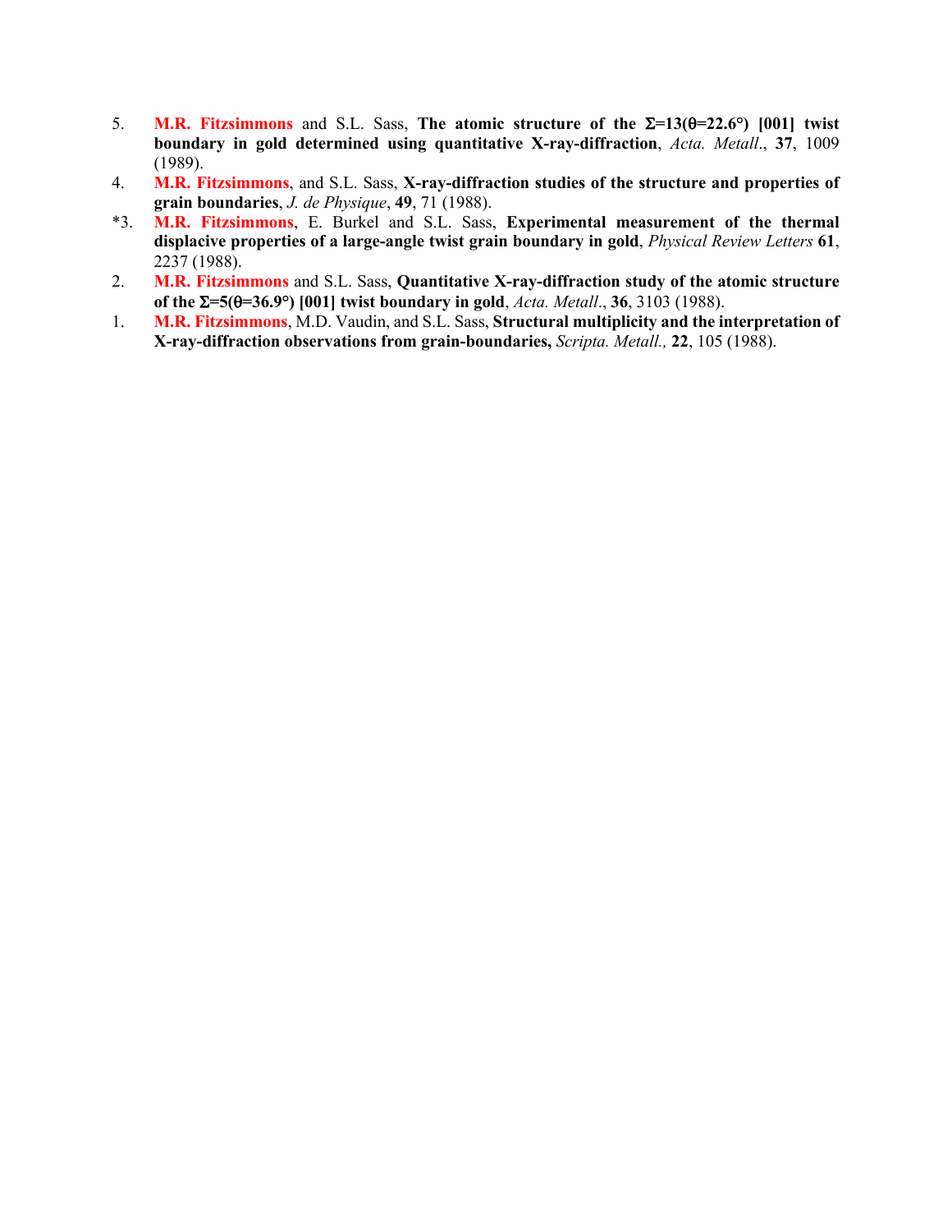5. **M.R. Fitzsimmons** and S.L. Sass, **The atomic structure of the $\Sigma$=13($\theta$=22.6°) [001] twist boundary in gold determined using quantitative X-ray-diffraction**, *Acta. Metall*., **37**, 1009 (1989).
4. **M.R. Fitzsimmons**, and S.L. Sass, **X-ray-diffraction studies of the structure and properties of grain boundaries**, *J. de Physique*, **49**, 71 (1988).

*3. **M.R. Fitzsimmons**, E. Burkel and S.L. Sass, **Experimental measurement of the thermal displacive properties of a large-angle twist grain boundary in gold**, *Physical Review Letters* **61**, 2237 (1988).

2. **M.R. Fitzsimmons** and S.L. Sass, **Quantitative X-ray-diffraction study of the atomic structure of the $\Sigma$=5($\theta$=36.9°) [001] twist boundary in gold**, *Acta. Metall*., **36**, 3103 (1988).
1. **M.R. Fitzsimmons**, M.D. Vaudin, and S.L. Sass, **Structural multiplicity and the interpretation of X-ray-diffraction observations from grain-boundaries,** *Scripta. Metall.,* **22**, 105 (1988).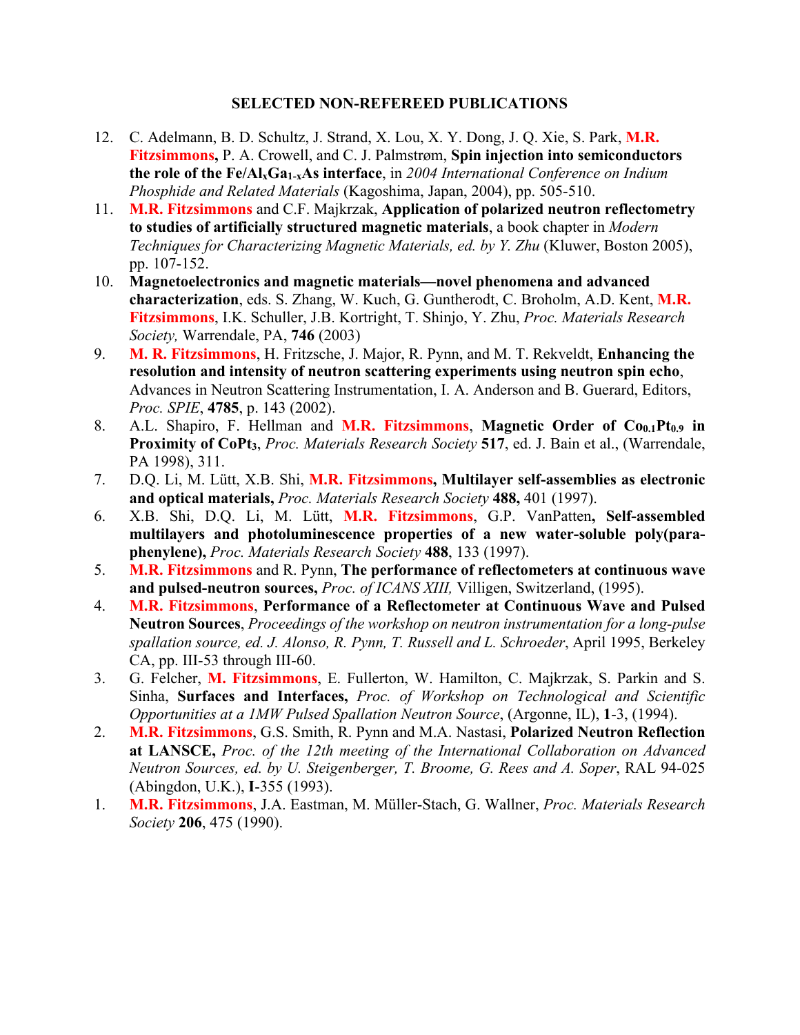### SELECTED NON-REFEREED PUBLICATIONS

12. C. Adelmann, B. D. Schultz, J. Strand, X. Lou, X. Y. Dong, J. Q. Xie, S. Park, **M.R. Fitzsimmons,** P. A. Crowell, and C. J. Palmstrøm, **Spin injection into semiconductors the role of the Fe/$Al_xGa_{1-x}As$ interface**, in *2004 International Conference on Indium Phosphide and Related Materials* (Kagoshima, Japan, 2004), pp. 505-510.
11. **M.R. Fitzsimmons** and C.F. Majkrzak, **Application of polarized neutron reflectometry to studies of artificially structured magnetic materials**, a book chapter in *Modern Techniques for Characterizing Magnetic Materials, ed. by Y. Zhu* (Kluwer, Boston 2005), pp. 107-152.
10. **Magnetoelectronics and magnetic materials—novel phenomena and advanced characterization**, eds. S. Zhang, W. Kuch, G. Guntherodt, C. Broholm, A.D. Kent, **M.R. Fitzsimmons**, I.K. Schuller, J.B. Kortright, T. Shinjo, Y. Zhu, *Proc. Materials Research Society,* Warrendale, PA, **746** (2003)
9. **M. R. Fitzsimmons**, H. Fritzsche, J. Major, R. Pynn, and M. T. Rekveldt, **Enhancing the resolution and intensity of neutron scattering experiments using neutron spin echo**, Advances in Neutron Scattering Instrumentation, I. A. Anderson and B. Guerard, Editors, *Proc. SPIE*, **4785**, p. 143 (2002).
8. A.L. Shapiro, F. Hellman and **M.R. Fitzsimmons**, **Magnetic Order of $Co_{0.1}Pt_{0.9}$ in Proximity of $CoPt_3$**, *Proc. Materials Research Society* **517**, ed. J. Bain et al., (Warrendale, PA 1998), 311.
7. D.Q. Li, M. Lütt, X.B. Shi, **M.R. Fitzsimmons, Multilayer self-assemblies as electronic and optical materials,** *Proc. Materials Research Society* **488,** 401 (1997).
6. X.B. Shi, D.Q. Li, M. Lütt, **M.R. Fitzsimmons**, G.P. VanPatten**, Self-assembled multilayers and photoluminescence properties of a new water-soluble poly(para-phenylene),** *Proc. Materials Research Society* **488**, 133 (1997).
5. **M.R. Fitzsimmons** and R. Pynn, **The performance of reflectometers at continuous wave and pulsed-neutron sources,** *Proc. of ICANS XIII,* Villigen, Switzerland, (1995).
4. **M.R. Fitzsimmons**, **Performance of a Reflectometer at Continuous Wave and Pulsed Neutron Sources**, *Proceedings of the workshop on neutron instrumentation for a long-pulse spallation source, ed. J. Alonso, R. Pynn, T. Russell and L. Schroeder*, April 1995, Berkeley CA, pp. III-53 through III-60.
3. G. Felcher, **M. Fitzsimmons**, E. Fullerton, W. Hamilton, C. Majkrzak, S. Parkin and S. Sinha, **Surfaces and Interfaces,** *Proc. of Workshop on Technological and Scientific Opportunities at a 1MW Pulsed Spallation Neutron Source*, (Argonne, IL), **1**-3, (1994).
2. **M.R. Fitzsimmons**, G.S. Smith, R. Pynn and M.A. Nastasi, **Polarized Neutron Reflection at LANSCE,** *Proc. of the 12th meeting of the International Collaboration on Advanced Neutron Sources, ed. by U. Steigenberger, T. Broome, G. Rees and A. Soper*, RAL 94-025 (Abingdon, U.K.), **I**-355 (1993).
1. **M.R. Fitzsimmons**, J.A. Eastman, M. Müller-Stach, G. Wallner, *Proc. Materials Research Society* **206**, 475 (1990).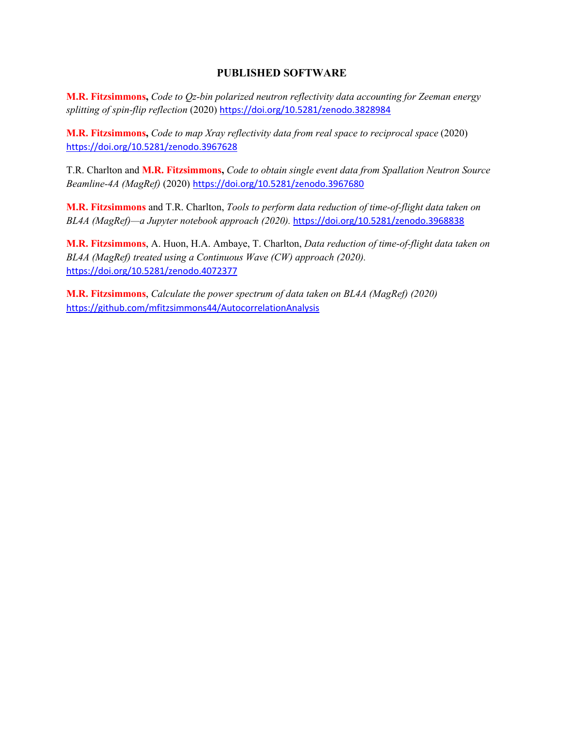## PUBLISHED SOFTWARE

**M.R. Fitzsimmons,** *Code to Qz-bin polarized neutron reflectivity data accounting for Zeeman energy splitting of spin-flip reflection* (2020) https://doi.org/10.5281/zenodo.3828984

**M.R. Fitzsimmons,** *Code to map Xray reflectivity data from real space to reciprocal space* (2020) https://doi.org/10.5281/zenodo.3967628

T.R. Charlton and **M.R. Fitzsimmons,** *Code to obtain single event data from Spallation Neutron Source Beamline-4A (MagRef)* (2020) https://doi.org/10.5281/zenodo.3967680

**M.R. Fitzsimmons** and T.R. Charlton, *Tools to perform data reduction of time-of-flight data taken on BL4A (MagRef)—a Jupyter notebook approach (2020).* https://doi.org/10.5281/zenodo.3968838

**M.R. Fitzsimmons**, A. Huon, H.A. Ambaye, T. Charlton, *Data reduction of time-of-flight data taken on BL4A (MagRef) treated using a Continuous Wave (CW) approach (2020).* https://doi.org/10.5281/zenodo.4072377

**M.R. Fitzsimmons**, *Calculate the power spectrum of data taken on BL4A (MagRef) (2020)* https://github.com/mfitzsimmons44/AutocorrelationAnalysis